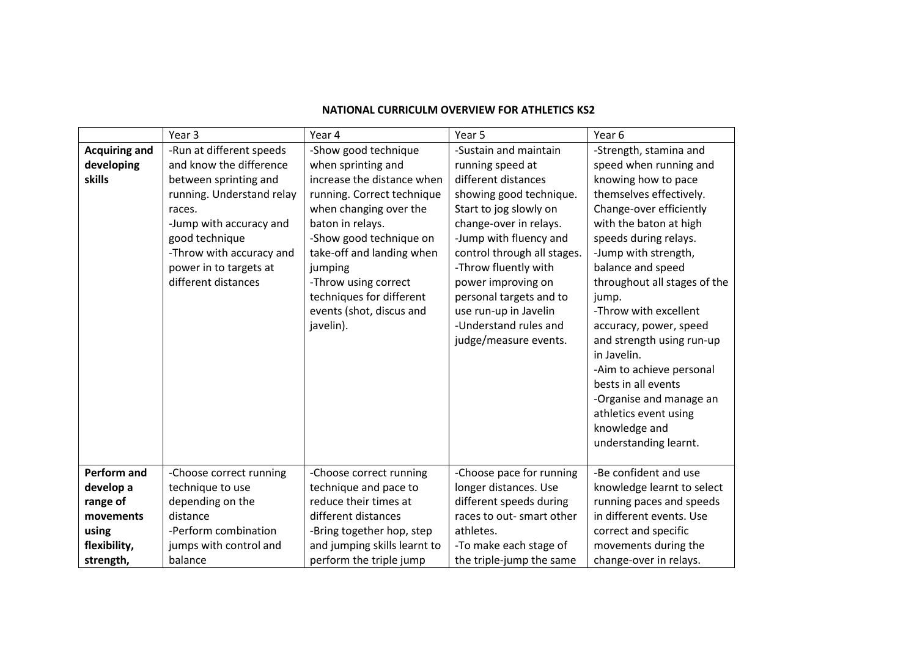**NATIONAL CURRICULM OVERVIEW FOR ATHLETICS KS2**

| | Year 3 | Year 4 | Year 5 | Year 6 |
|---|---|---|---|---|
| **Acquiring and developing skills** | -Run at different speeds and know the difference between sprinting and running. Understand relay races.<br>-Jump with accuracy and good technique<br>-Throw with accuracy and power in to targets at different distances | -Show good technique when sprinting and increase the distance when running. Correct technique when changing over the baton in relays.<br>-Show good technique on take-off and landing when jumping<br>-Throw using correct techniques for different events (shot, discus and javelin). | -Sustain and maintain running speed at different distances showing good technique. Start to jog slowly on change-over in relays.<br>-Jump with fluency and control through all stages.<br>-Throw fluently with power improving on personal targets and to use run-up in Javelin<br>-Understand rules and judge/measure events. | -Strength, stamina and speed when running and knowing how to pace themselves effectively. Change-over efficiently with the baton at high speeds during relays.<br>-Jump with strength, balance and speed throughout all stages of the jump.<br>-Throw with excellent accuracy, power, speed and strength using run-up in Javelin.<br>-Aim to achieve personal bests in all events<br>-Organise and manage an athletics event using knowledge and understanding learnt. |
| **Perform and develop a range of movements using flexibility, strength,** | -Choose correct running technique to use depending on the distance<br>-Perform combination jumps with control and balance | -Choose correct running technique and pace to reduce their times at different distances<br>-Bring together hop, step and jumping skills learnt to perform the triple jump | -Choose pace for running longer distances. Use different speeds during races to out- smart other athletes.<br>-To make each stage of the triple-jump the same | -Be confident and use knowledge learnt to select running paces and speeds in different events. Use correct and specific movements during the change-over in relays. |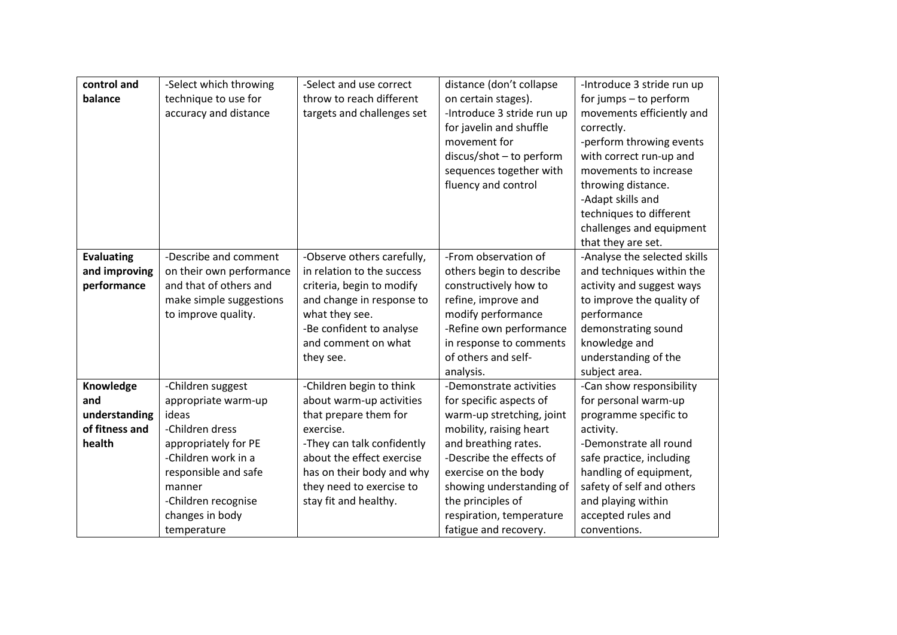| control and balance | -Select which throwing technique to use for accuracy and distance | -Select and use correct throw to reach different targets and challenges set | distance (don't collapse on certain stages). -Introduce 3 stride run up for javelin and shuffle movement for discus/shot – to perform sequences together with fluency and control | -Introduce 3 stride run up for jumps – to perform movements efficiently and correctly. -perform throwing events with correct run-up and movements to increase throwing distance. -Adapt skills and techniques to different challenges and equipment that they are set. |
|---|---|---|---|---|
| **Evaluating and improving performance** | -Describe and comment on their own performance and that of others and make simple suggestions to improve quality. | -Observe others carefully, in relation to the success criteria, begin to modify and change in response to what they see. -Be confident to analyse and comment on what they see. | -From observation of others begin to describe constructively how to refine, improve and modify performance -Refine own performance in response to comments of others and self-analysis. | -Analyse the selected skills and techniques within the activity and suggest ways to improve the quality of performance demonstrating sound knowledge and understanding of the subject area. |
| **Knowledge and understanding of fitness and health** | -Children suggest appropriate warm-up ideas -Children dress appropriately for PE -Children work in a responsible and safe manner -Children recognise changes in body temperature | -Children begin to think about warm-up activities that prepare them for exercise. -They can talk confidently about the effect exercise has on their body and why they need to exercise to stay fit and healthy. | -Demonstrate activities for specific aspects of warm-up stretching, joint mobility, raising heart and breathing rates. -Describe the effects of exercise on the body showing understanding of the principles of respiration, temperature fatigue and recovery. | -Can show responsibility for personal warm-up programme specific to activity. -Demonstrate all round safe practice, including handling of equipment, safety of self and others and playing within accepted rules and conventions. |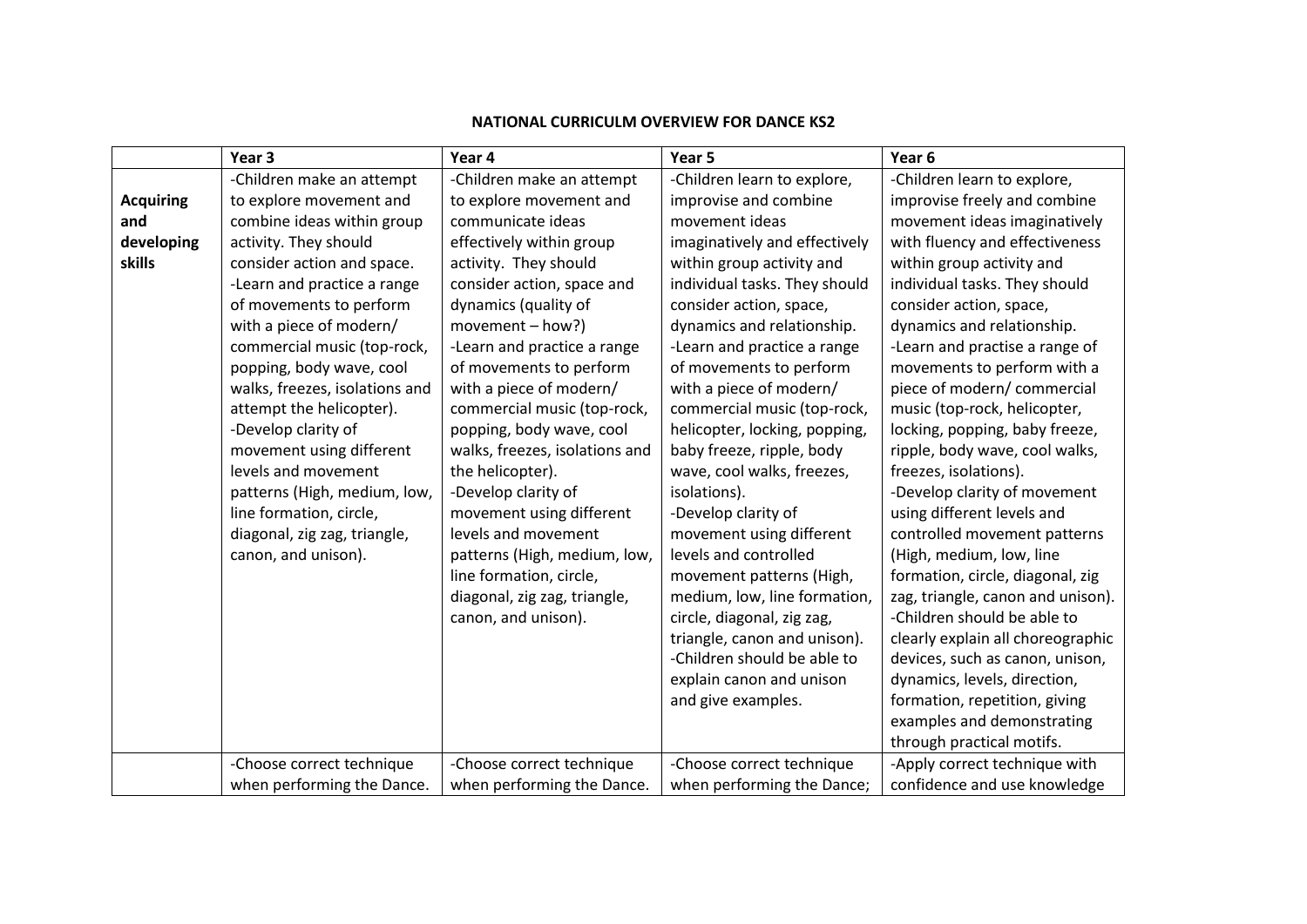**NATIONAL CURRICULM OVERVIEW FOR DANCE KS2**

| | Year 3 | Year 4 | Year 5 | Year 6 |
|---|---|---|---|---|
| **Acquiring and developing skills** | -Children make an attempt to explore movement and combine ideas within group activity. They should consider action and space.<br>-Learn and practice a range of movements to perform with a piece of modern/ commercial music (top-rock, popping, body wave, cool walks, freezes, isolations and attempt the helicopter).<br>-Develop clarity of movement using different levels and movement patterns (High, medium, low, line formation, circle, diagonal, zig zag, triangle, canon, and unison). | -Children make an attempt to explore movement and communicate ideas effectively within group activity. They should consider action, space and dynamics (quality of movement – how?)<br>-Learn and practice a range of movements to perform with a piece of modern/ commercial music (top-rock, popping, body wave, cool walks, freezes, isolations and the helicopter).<br>-Develop clarity of movement using different levels and movement patterns (High, medium, low, line formation, circle, diagonal, zig zag, triangle, canon, and unison). | -Children learn to explore, improvise and combine movement ideas imaginatively and effectively within group activity and individual tasks. They should consider action, space, dynamics and relationship.<br>-Learn and practice a range of movements to perform with a piece of modern/ commercial music (top-rock, helicopter, locking, popping, baby freeze, ripple, body wave, cool walks, freezes, isolations).<br>-Develop clarity of movement using different levels and controlled movement patterns (High, medium, low, line formation, circle, diagonal, zig zag, triangle, canon and unison).<br>-Children should be able to explain canon and unison and give examples. | -Children learn to explore, improvise freely and combine movement ideas imaginatively with fluency and effectiveness within group activity and individual tasks. They should consider action, space, dynamics and relationship.<br>-Learn and practise a range of movements to perform with a piece of modern/ commercial music (top-rock, helicopter, locking, popping, baby freeze, ripple, body wave, cool walks, freezes, isolations).<br>-Develop clarity of movement using different levels and controlled movement patterns (High, medium, low, line formation, circle, diagonal, zig zag, triangle, canon and unison).<br>-Children should be able to clearly explain all choreographic devices, such as canon, unison, dynamics, levels, direction, formation, repetition, giving examples and demonstrating through practical motifs. |
| | -Choose correct technique when performing the Dance. | -Choose correct technique when performing the Dance. | -Choose correct technique when performing the Dance; | -Apply correct technique with confidence and use knowledge |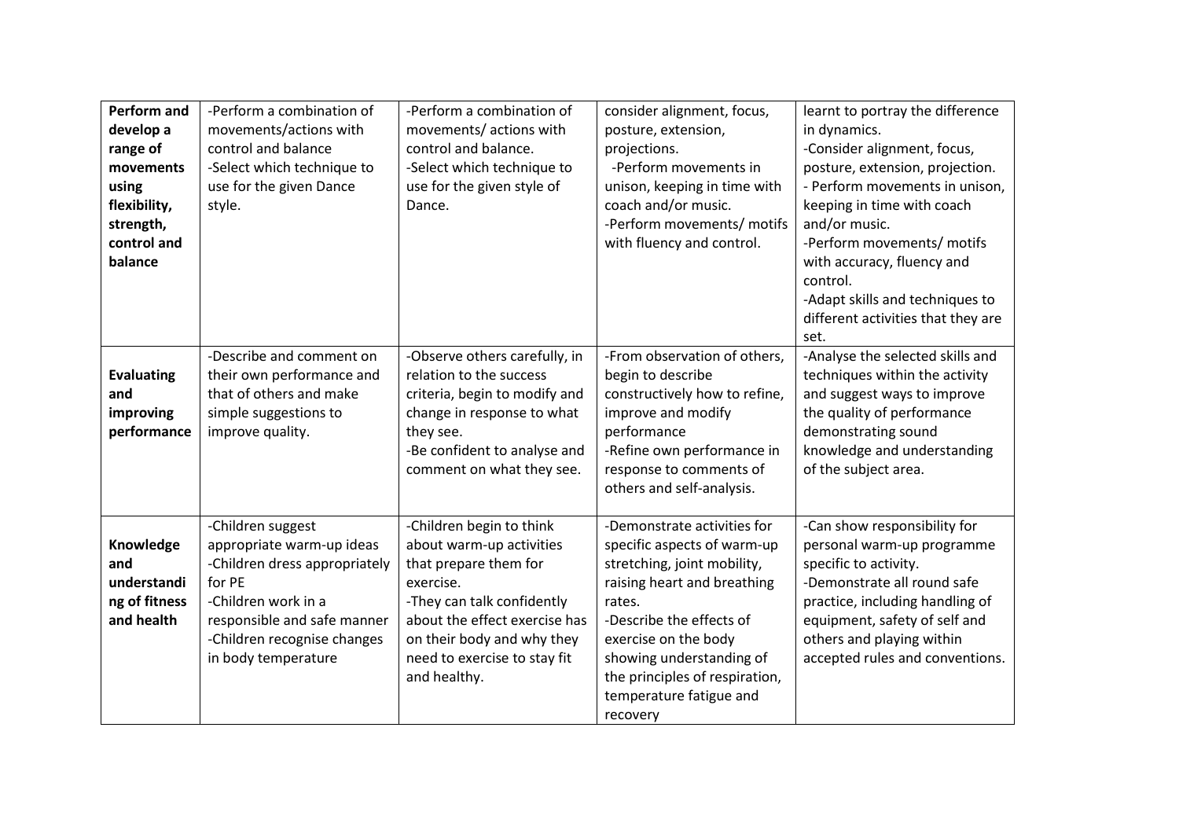| **Perform and develop a range of movements using flexibility, strength, control and balance** | -Perform a combination of movements/actions with control and balance<br>-Select which technique to use for the given Dance style. | -Perform a combination of movements/ actions with control and balance.<br>-Select which technique to use for the given style of Dance. | consider alignment, focus, posture, extension, projections.<br>-Perform movements in unison, keeping in time with coach and/or music.<br>-Perform movements/ motifs with fluency and control. | learnt to portray the difference in dynamics.<br>-Consider alignment, focus, posture, extension, projection.<br>- Perform movements in unison, keeping in time with coach and/or music.<br>-Perform movements/ motifs with accuracy, fluency and control.<br>-Adapt skills and techniques to different activities that they are set. |
|---|---|---|---|---|
| **Evaluating and improving performance** | -Describe and comment on their own performance and that of others and make simple suggestions to improve quality. | -Observe others carefully, in relation to the success criteria, begin to modify and change in response to what they see.<br>-Be confident to analyse and comment on what they see. | -From observation of others, begin to describe constructively how to refine, improve and modify performance<br>-Refine own performance in response to comments of others and self-analysis. | -Analyse the selected skills and techniques within the activity and suggest ways to improve the quality of performance demonstrating sound knowledge and understanding of the subject area. |
| **Knowledge and understanding of fitness and health** | -Children suggest appropriate warm-up ideas<br>-Children dress appropriately for PE<br>-Children work in a responsible and safe manner<br>-Children recognise changes in body temperature | -Children begin to think about warm-up activities that prepare them for exercise.<br>-They can talk confidently about the effect exercise has on their body and why they need to exercise to stay fit and healthy. | -Demonstrate activities for specific aspects of warm-up stretching, joint mobility, raising heart and breathing rates.<br>-Describe the effects of exercise on the body showing understanding of the principles of respiration, temperature fatigue and recovery | -Can show responsibility for personal warm-up programme specific to activity.<br>-Demonstrate all round safe practice, including handling of equipment, safety of self and others and playing within accepted rules and conventions. |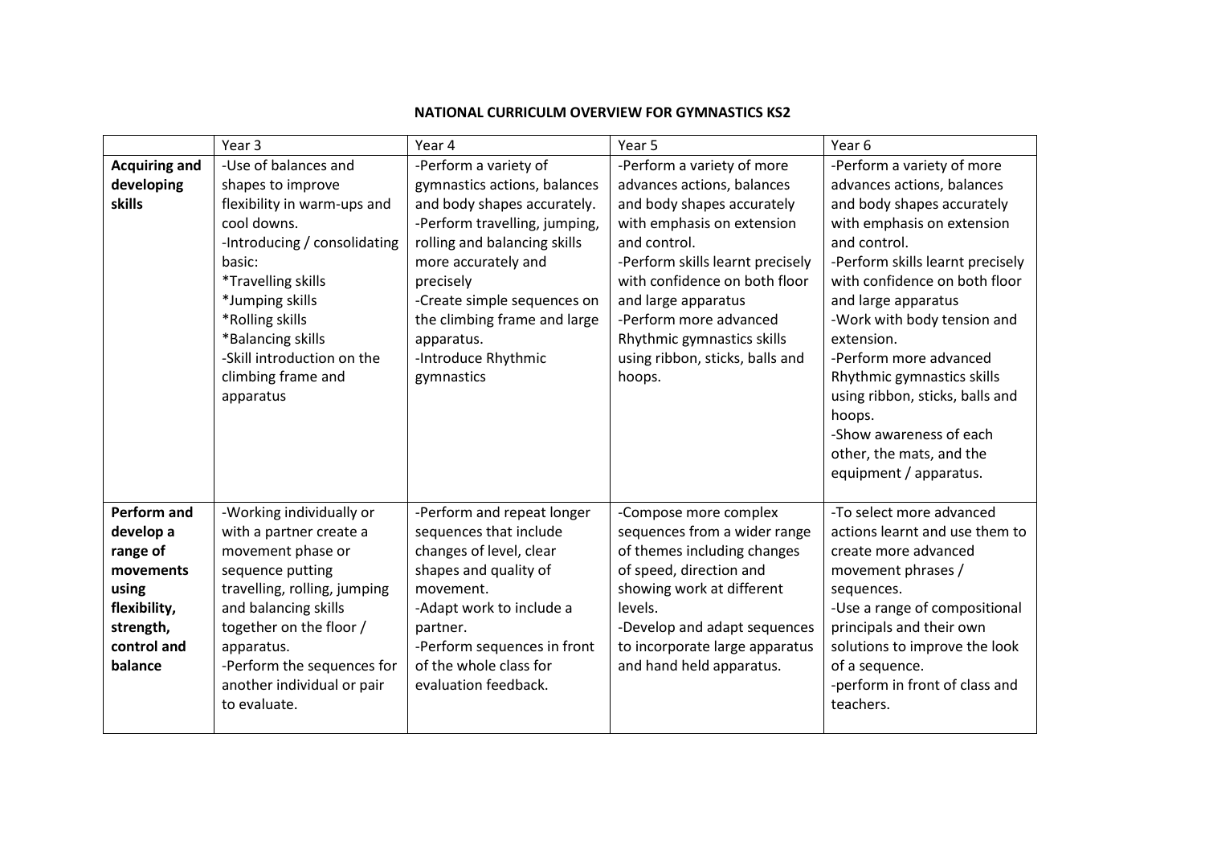# NATIONAL CURRICULM OVERVIEW FOR GYMNASTICS KS2

| | Year 3 | Year 4 | Year 5 | Year 6 |
|---|---|---|---|---|
| **Acquiring and developing skills** | -Use of balances and shapes to improve flexibility in warm-ups and cool downs.<br>-Introducing / consolidating basic:<br>*Travelling skills<br>*Jumping skills<br>*Rolling skills<br>*Balancing skills<br>-Skill introduction on the climbing frame and apparatus | -Perform a variety of gymnastics actions, balances and body shapes accurately.<br>-Perform travelling, jumping, rolling and balancing skills more accurately and precisely<br>-Create simple sequences on the climbing frame and large apparatus.<br>-Introduce Rhythmic gymnastics | -Perform a variety of more advances actions, balances and body shapes accurately with emphasis on extension and control.<br>-Perform skills learnt precisely with confidence on both floor and large apparatus<br>-Perform more advanced Rhythmic gymnastics skills using ribbon, sticks, balls and hoops. | -Perform a variety of more advances actions, balances and body shapes accurately with emphasis on extension and control.<br>-Perform skills learnt precisely with confidence on both floor and large apparatus<br>-Work with body tension and extension.<br>-Perform more advanced Rhythmic gymnastics skills using ribbon, sticks, balls and hoops.<br>-Show awareness of each other, the mats, and the equipment / apparatus. |
| **Perform and develop a range of movements using flexibility, strength, control and balance** | -Working individually or with a partner create a movement phase or sequence putting travelling, rolling, jumping and balancing skills together on the floor / apparatus.<br>-Perform the sequences for another individual or pair to evaluate. | -Perform and repeat longer sequences that include changes of level, clear shapes and quality of movement.<br>-Adapt work to include a partner.<br>-Perform sequences in front of the whole class for evaluation feedback. | -Compose more complex sequences from a wider range of themes including changes of speed, direction and showing work at different levels.<br>-Develop and adapt sequences to incorporate large apparatus and hand held apparatus. | -To select more advanced actions learnt and use them to create more advanced movement phrases / sequences.<br>-Use a range of compositional principals and their own solutions to improve the look of a sequence.<br>-perform in front of class and teachers. |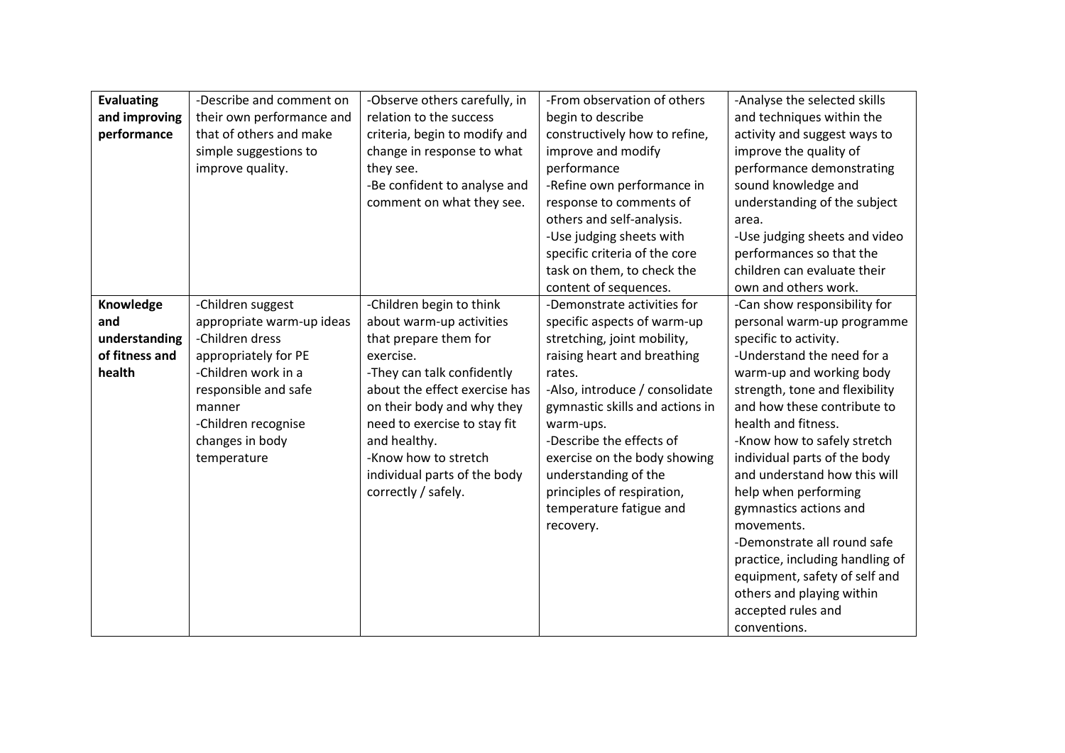| **Evaluating and improving performance** | -Describe and comment on their own performance and that of others and make simple suggestions to improve quality. | -Observe others carefully, in relation to the success criteria, begin to modify and change in response to what they see.<br>-Be confident to analyse and comment on what they see. | -From observation of others begin to describe constructively how to refine, improve and modify performance<br>-Refine own performance in response to comments of others and self-analysis.<br>-Use judging sheets with specific criteria of the core task on them, to check the content of sequences. | -Analyse the selected skills and techniques within the activity and suggest ways to improve the quality of performance demonstrating sound knowledge and understanding of the subject area.<br>-Use judging sheets and video performances so that the children can evaluate their own and others work. |
|---|---|---|---|---|
| **Knowledge and understanding of fitness and health** | -Children suggest appropriate warm-up ideas<br>-Children dress appropriately for PE<br>-Children work in a responsible and safe manner<br>-Children recognise changes in body temperature | -Children begin to think about warm-up activities that prepare them for exercise.<br>-They can talk confidently about the effect exercise has on their body and why they need to exercise to stay fit and healthy.<br>-Know how to stretch individual parts of the body correctly / safely. | -Demonstrate activities for specific aspects of warm-up stretching, joint mobility, raising heart and breathing rates.<br>-Also, introduce / consolidate gymnastic skills and actions in warm-ups.<br>-Describe the effects of exercise on the body showing understanding of the principles of respiration, temperature fatigue and recovery. | -Can show responsibility for personal warm-up programme specific to activity.<br>-Understand the need for a warm-up and working body strength, tone and flexibility and how these contribute to health and fitness.<br>-Know how to safely stretch individual parts of the body and understand how this will help when performing gymnastics actions and movements.<br>-Demonstrate all round safe practice, including handling of equipment, safety of self and others and playing within accepted rules and conventions. |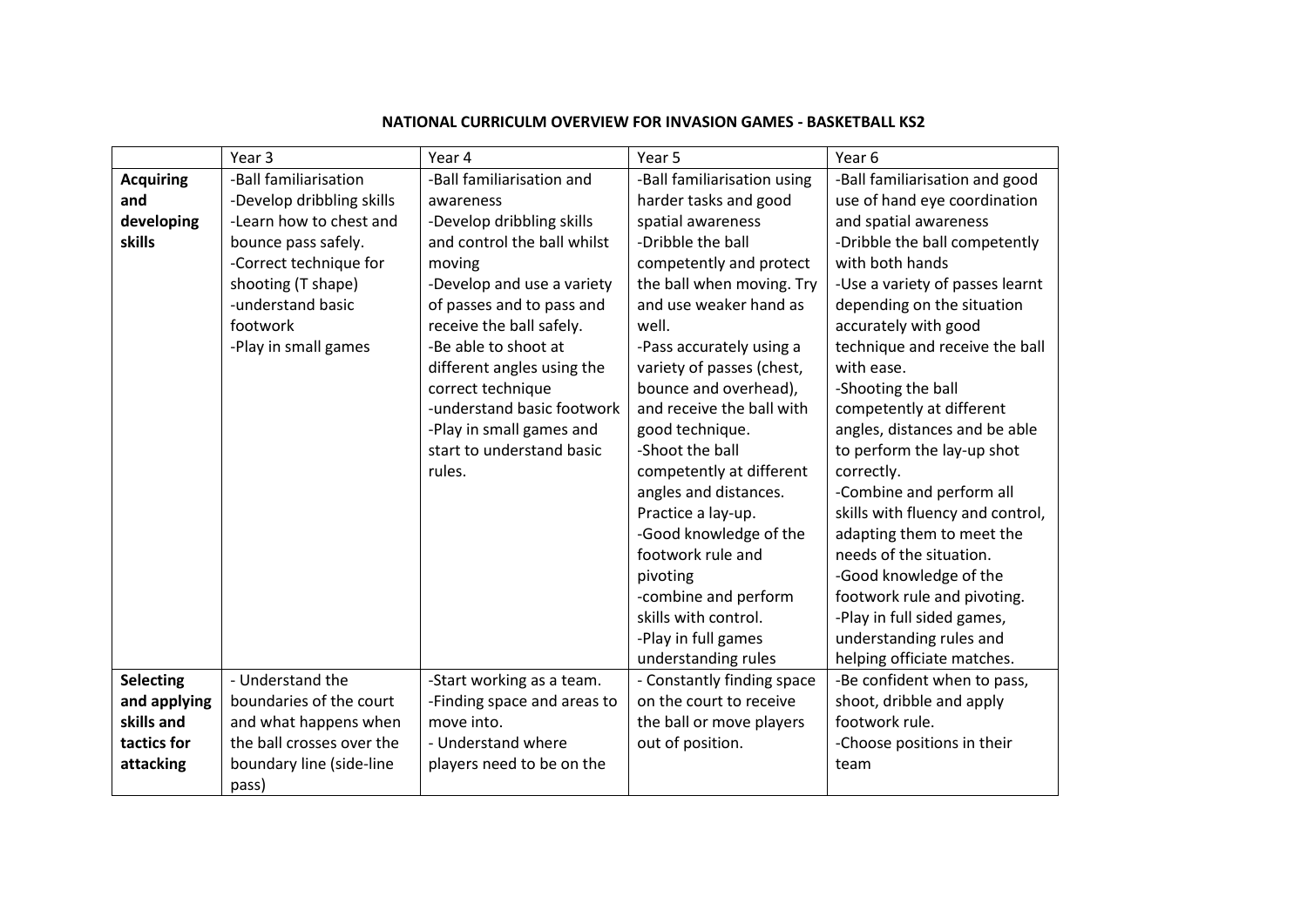**NATIONAL CURRICULM OVERVIEW FOR INVASION GAMES - BASKETBALL KS2**

| | Year 3 | Year 4 | Year 5 | Year 6 |
|---|---|---|---|---|
| **Acquiring and developing skills** | -Ball familiarisation<br>-Develop dribbling skills<br>-Learn how to chest and bounce pass safely.<br>-Correct technique for shooting (T shape)<br>-understand basic footwork<br>-Play in small games | -Ball familiarisation and awareness<br>-Develop dribbling skills and control the ball whilst moving<br>-Develop and use a variety of passes and to pass and receive the ball safely.<br>-Be able to shoot at different angles using the correct technique<br>-understand basic footwork<br>-Play in small games and start to understand basic rules. | -Ball familiarisation using harder tasks and good spatial awareness<br>-Dribble the ball competently and protect the ball when moving. Try and use weaker hand as well.<br>-Pass accurately using a variety of passes (chest, bounce and overhead), and receive the ball with good technique.<br>-Shoot the ball competently at different angles and distances. Practice a lay-up.<br>-Good knowledge of the footwork rule and pivoting<br>-combine and perform skills with control.<br>-Play in full games understanding rules | -Ball familiarisation and good use of hand eye coordination and spatial awareness<br>-Dribble the ball competently with both hands<br>-Use a variety of passes learnt depending on the situation accurately with good technique and receive the ball with ease.<br>-Shooting the ball competently at different angles, distances and be able to perform the lay-up shot correctly.<br>-Combine and perform all skills with fluency and control, adapting them to meet the needs of the situation.<br>-Good knowledge of the footwork rule and pivoting.<br>-Play in full sided games, understanding rules and helping officiate matches. |
| **Selecting and applying skills and tactics for attacking** | - Understand the boundaries of the court and what happens when the ball crosses over the boundary line (side-line pass) | -Start working as a team.<br>-Finding space and areas to move into.<br>- Understand where players need to be on the | - Constantly finding space on the court to receive the ball or move players out of position. | -Be confident when to pass, shoot, dribble and apply footwork rule.<br>-Choose positions in their team |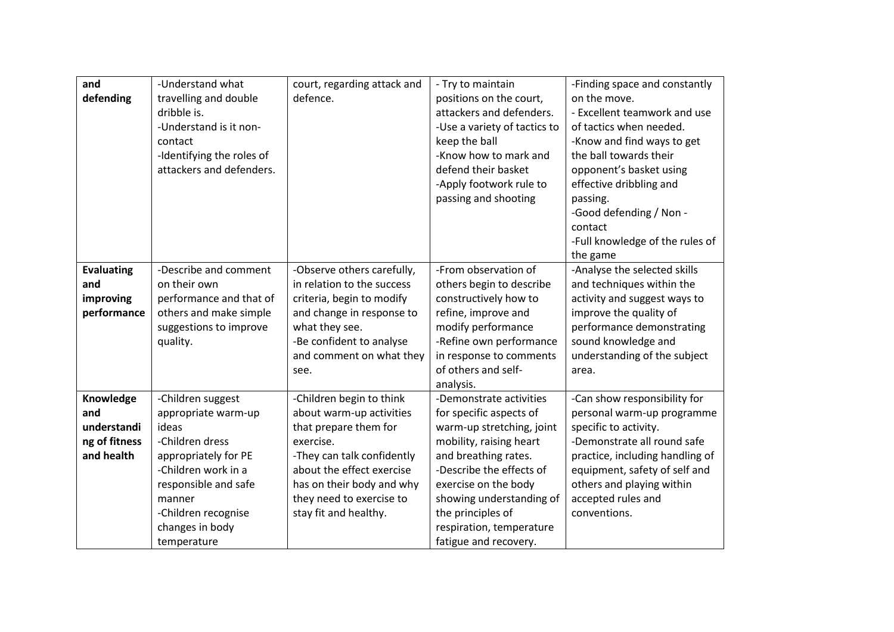| | | | | |
|---|---|---|---|---|
| **and defending** | -Understand what travelling and double dribble is.<br>-Understand is it non-contact<br>-Identifying the roles of attackers and defenders. | court, regarding attack and defence. | - Try to maintain positions on the court, attackers and defenders.<br>-Use a variety of tactics to keep the ball<br>-Know how to mark and defend their basket<br>-Apply footwork rule to passing and shooting | -Finding space and constantly on the move.<br>- Excellent teamwork and use of tactics when needed.<br>-Know and find ways to get the ball towards their opponent's basket using effective dribbling and passing.<br>-Good defending / Non - contact<br>-Full knowledge of the rules of the game |
| **Evaluating and improving performance** | -Describe and comment on their own performance and that of others and make simple suggestions to improve quality. | -Observe others carefully, in relation to the success criteria, begin to modify and change in response to what they see.<br>-Be confident to analyse and comment on what they see. | -From observation of others begin to describe constructively how to refine, improve and modify performance<br>-Refine own performance in response to comments of others and self-analysis. | -Analyse the selected skills and techniques within the activity and suggest ways to improve the quality of performance demonstrating sound knowledge and understanding of the subject area. |
| **Knowledge and understanding of fitness and health** | -Children suggest appropriate warm-up ideas<br>-Children dress appropriately for PE<br>-Children work in a responsible and safe manner<br>-Children recognise changes in body temperature | -Children begin to think about warm-up activities that prepare them for exercise.<br>-They can talk confidently about the effect exercise has on their body and why they need to exercise to stay fit and healthy. | -Demonstrate activities for specific aspects of warm-up stretching, joint mobility, raising heart and breathing rates.<br>-Describe the effects of exercise on the body showing understanding of the principles of respiration, temperature fatigue and recovery. | -Can show responsibility for personal warm-up programme specific to activity.<br>-Demonstrate all round safe practice, including handling of equipment, safety of self and others and playing within accepted rules and conventions. |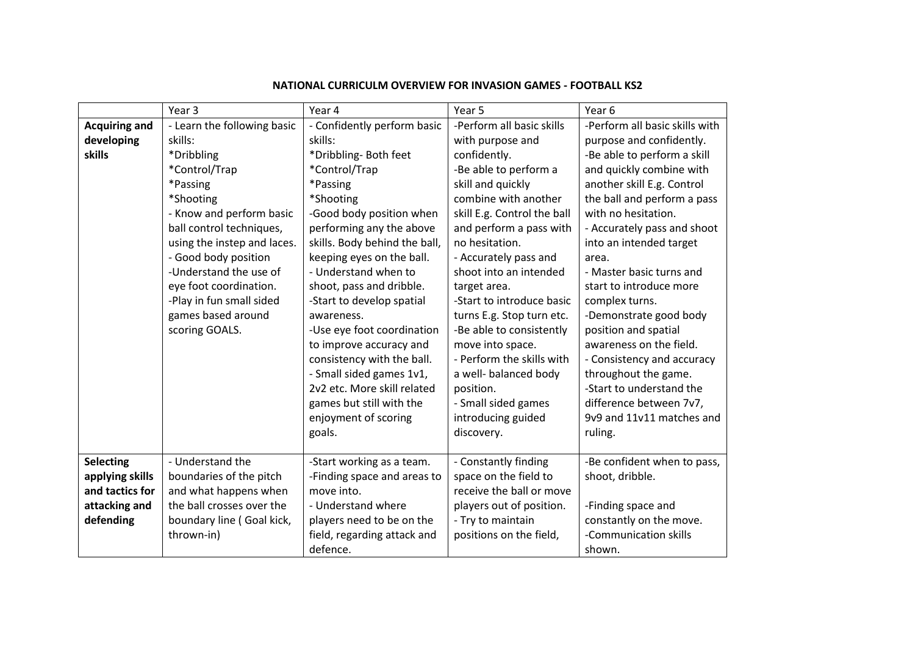**NATIONAL CURRICULM OVERVIEW FOR INVASION GAMES - FOOTBALL KS2**

| | Year 3 | Year 4 | Year 5 | Year 6 |
|---|---|---|---|---|
| **Acquiring and developing skills** | - Learn the following basic skills:<br>*Dribbling<br>*Control/Trap<br>*Passing<br>*Shooting<br>- Know and perform basic ball control techniques, using the instep and laces.<br>- Good body position<br>-Understand the use of eye foot coordination.<br>-Play in fun small sided games based around scoring GOALS. | - Confidently perform basic skills:<br>*Dribbling- Both feet<br>*Control/Trap<br>*Passing<br>*Shooting<br>-Good body position when performing any the above skills. Body behind the ball, keeping eyes on the ball.<br>- Understand when to shoot, pass and dribble.<br>-Start to develop spatial awareness.<br>-Use eye foot coordination to improve accuracy and consistency with the ball.<br>- Small sided games 1v1, 2v2 etc. More skill related games but still with the enjoyment of scoring goals. | -Perform all basic skills with purpose and confidently.<br>-Be able to perform a skill and quickly combine with another skill E.g. Control the ball and perform a pass with no hesitation.<br>- Accurately pass and shoot into an intended target area.<br>-Start to introduce basic turns E.g. Stop turn etc.<br>-Be able to consistently move into space.<br>- Perform the skills with a well- balanced body position.<br>- Small sided games introducing guided discovery. | -Perform all basic skills with purpose and confidently.<br>-Be able to perform a skill and quickly combine with another skill E.g. Control the ball and perform a pass with no hesitation.<br>- Accurately pass and shoot into an intended target area.<br>- Master basic turns and start to introduce more complex turns.<br>-Demonstrate good body position and spatial awareness on the field.<br>- Consistency and accuracy throughout the game.<br>-Start to understand the difference between 7v7, 9v9 and 11v11 matches and ruling. |
| **Selecting applying skills and tactics for attacking and defending** | - Understand the boundaries of the pitch and what happens when the ball crosses over the boundary line ( Goal kick, thrown-in) | -Start working as a team.<br>-Finding space and areas to move into.<br>- Understand where players need to be on the field, regarding attack and defence. | - Constantly finding space on the field to receive the ball or move players out of position.<br>- Try to maintain positions on the field, | -Be confident when to pass, shoot, dribble.<br><br>-Finding space and constantly on the move.<br>-Communication skills shown. |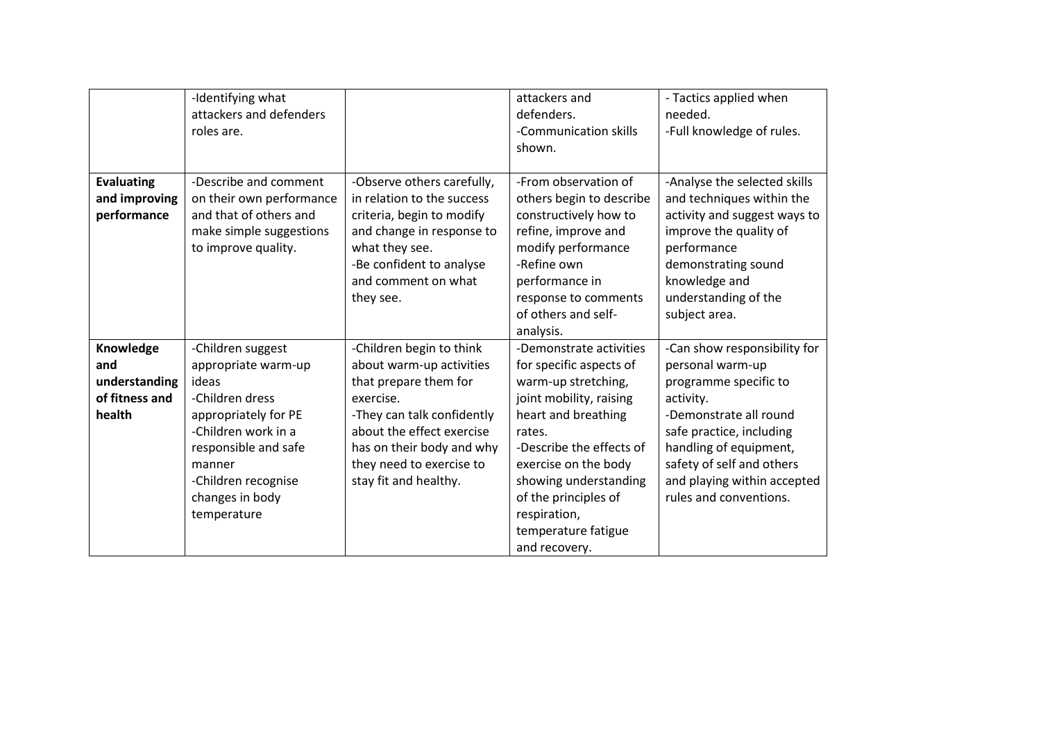| | | | | |
|---|---|---|---|---|
| | -Identifying what attackers and defenders roles are. | | attackers and defenders. -Communication skills shown. | - Tactics applied when needed. -Full knowledge of rules. |
| **Evaluating and improving performance** | -Describe and comment on their own performance and that of others and make simple suggestions to improve quality. | -Observe others carefully, in relation to the success criteria, begin to modify and change in response to what they see. -Be confident to analyse and comment on what they see. | -From observation of others begin to describe constructively how to refine, improve and modify performance -Refine own performance in response to comments of others and self-analysis. | -Analyse the selected skills and techniques within the activity and suggest ways to improve the quality of performance demonstrating sound knowledge and understanding of the subject area. |
| **Knowledge and understanding of fitness and health** | -Children suggest appropriate warm-up ideas -Children dress appropriately for PE -Children work in a responsible and safe manner -Children recognise changes in body temperature | -Children begin to think about warm-up activities that prepare them for exercise. -They can talk confidently about the effect exercise has on their body and why they need to exercise to stay fit and healthy. | -Demonstrate activities for specific aspects of warm-up stretching, joint mobility, raising heart and breathing rates. -Describe the effects of exercise on the body showing understanding of the principles of respiration, temperature fatigue and recovery. | -Can show responsibility for personal warm-up programme specific to activity. -Demonstrate all round safe practice, including handling of equipment, safety of self and others and playing within accepted rules and conventions. |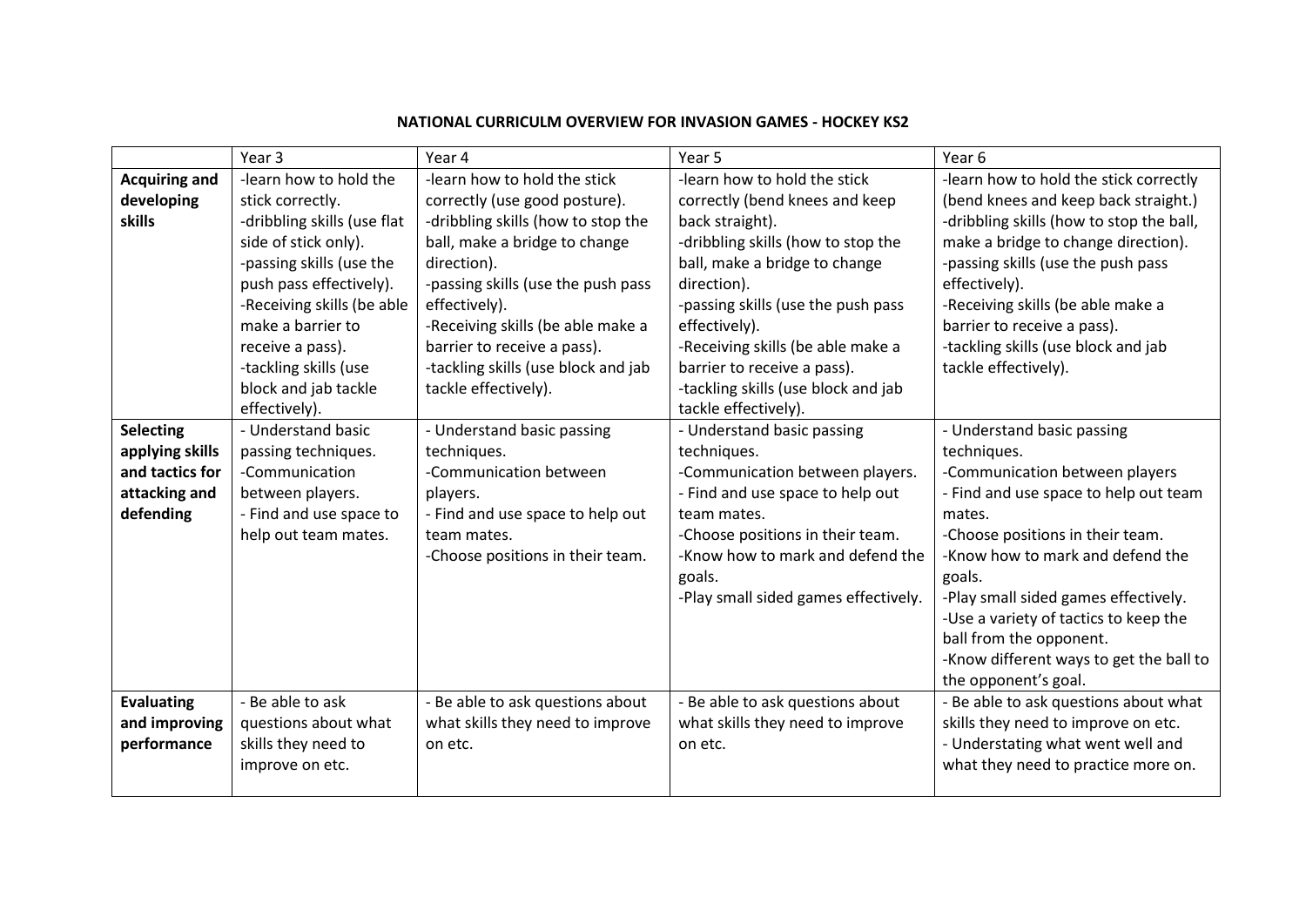**NATIONAL CURRICULUM OVERVIEW FOR INVASION GAMES - HOCKEY KS2**

| | Year 3 | Year 4 | Year 5 | Year 6 |
|---|---|---|---|---|
| **Acquiring and developing skills** | -learn how to hold the stick correctly.<br>-dribbling skills (use flat side of stick only).<br>-passing skills (use the push pass effectively).<br>-Receiving skills (be able make a barrier to receive a pass).<br>-tackling skills (use block and jab tackle effectively). | -learn how to hold the stick correctly (use good posture).<br>-dribbling skills (how to stop the ball, make a bridge to change direction).<br>-passing skills (use the push pass effectively).<br>-Receiving skills (be able make a barrier to receive a pass).<br>-tackling skills (use block and jab tackle effectively). | -learn how to hold the stick correctly (bend knees and keep back straight).<br>-dribbling skills (how to stop the ball, make a bridge to change direction).<br>-passing skills (use the push pass effectively).<br>-Receiving skills (be able make a barrier to receive a pass).<br>-tackling skills (use block and jab tackle effectively). | -learn how to hold the stick correctly (bend knees and keep back straight.)<br>-dribbling skills (how to stop the ball, make a bridge to change direction).<br>-passing skills (use the push pass effectively).<br>-Receiving skills (be able make a barrier to receive a pass).<br>-tackling skills (use block and jab tackle effectively). |
| **Selecting applying skills and tactics for attacking and defending** | - Understand basic passing techniques.<br>-Communication between players.<br>- Find and use space to help out team mates. | - Understand basic passing techniques.<br>-Communication between players.<br>- Find and use space to help out team mates.<br>-Choose positions in their team. | - Understand basic passing techniques.<br>-Communication between players.<br>- Find and use space to help out team mates.<br>-Choose positions in their team.<br>-Know how to mark and defend the goals.<br>-Play small sided games effectively. | - Understand basic passing techniques.<br>-Communication between players<br>- Find and use space to help out team mates.<br>-Choose positions in their team.<br>-Know how to mark and defend the goals.<br>-Play small sided games effectively.<br>-Use a variety of tactics to keep the ball from the opponent.<br>-Know different ways to get the ball to the opponent's goal. |
| **Evaluating and improving performance** | - Be able to ask questions about what skills they need to improve on etc. | - Be able to ask questions about what skills they need to improve on etc. | - Be able to ask questions about what skills they need to improve on etc. | - Be able to ask questions about what skills they need to improve on etc.<br>- Understating what went well and what they need to practice more on. |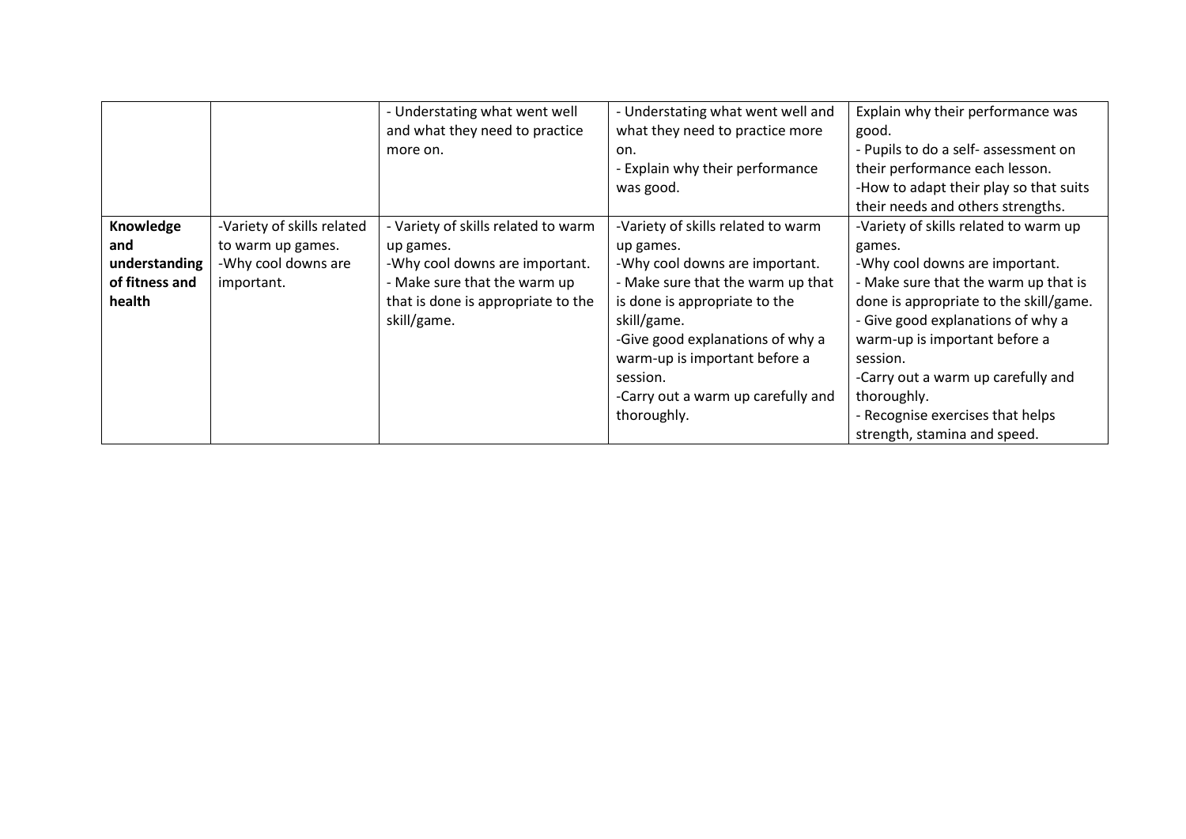| | | | | |
|---|---|---|---|---|
| | | - Understating what went well and what they need to practice more on. | - Understating what went well and what they need to practice more on.<br>- Explain why their performance was good. | Explain why their performance was good.<br>- Pupils to do a self- assessment on their performance each lesson.<br>-How to adapt their play so that suits their needs and others strengths. |
| **Knowledge and understanding of fitness and health** | -Variety of skills related to warm up games.<br>-Why cool downs are important. | - Variety of skills related to warm up games.<br>-Why cool downs are important.<br>- Make sure that the warm up that is done is appropriate to the skill/game. | -Variety of skills related to warm up games.<br>-Why cool downs are important.<br>- Make sure that the warm up that is done is appropriate to the skill/game.<br>-Give good explanations of why a warm-up is important before a session.<br>-Carry out a warm up carefully and thoroughly. | -Variety of skills related to warm up games.<br>-Why cool downs are important.<br>- Make sure that the warm up that is done is appropriate to the skill/game.<br>- Give good explanations of why a warm-up is important before a session.<br>-Carry out a warm up carefully and thoroughly.<br>- Recognise exercises that helps strength, stamina and speed. |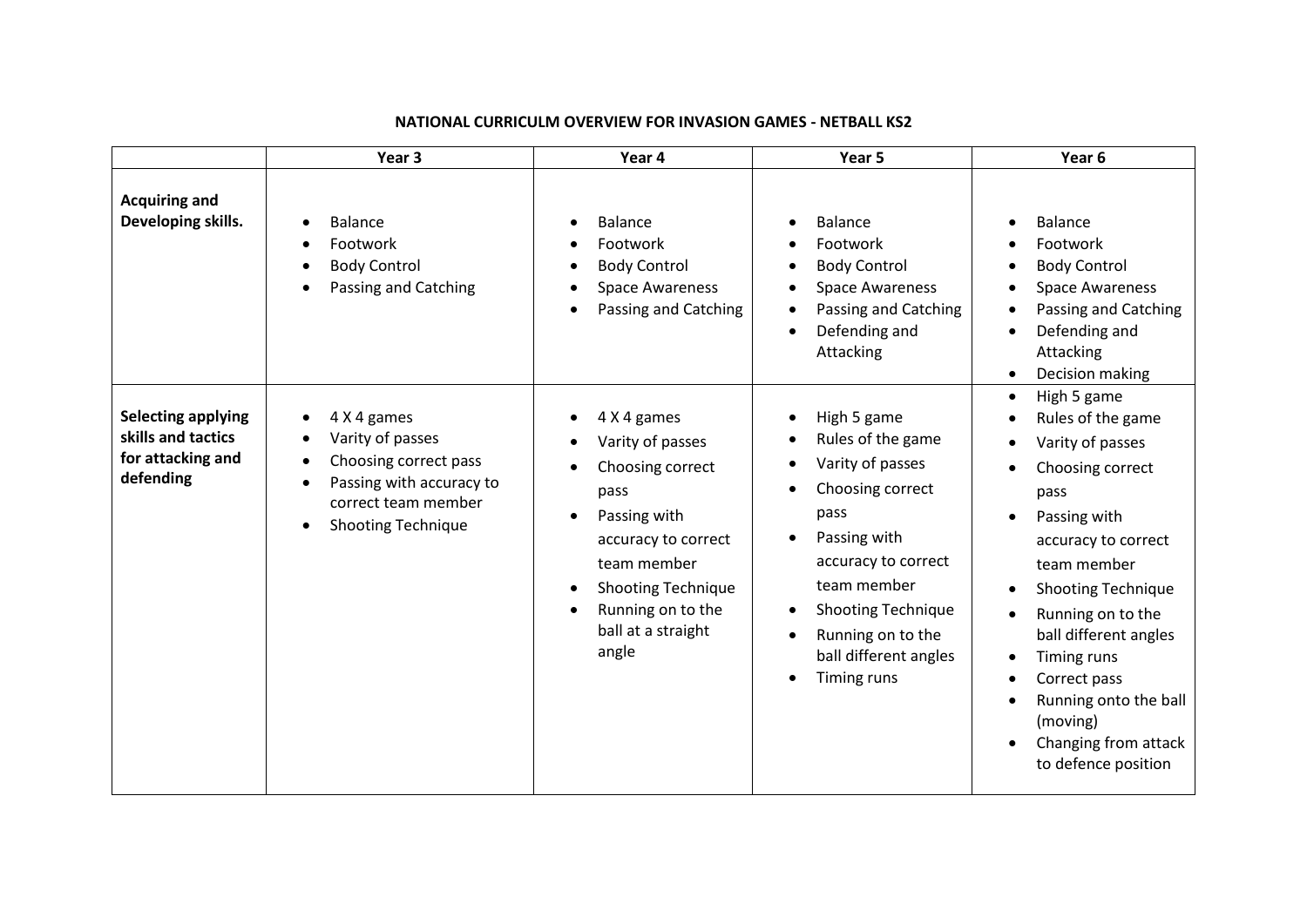**NATIONAL CURRICULM OVERVIEW FOR INVASION GAMES - NETBALL KS2**

| | Year 3 | Year 4 | Year 5 | Year 6 |
|---|---|---|---|---|
| **Acquiring and Developing skills.** | • Balance<br>• Footwork<br>• Body Control<br>• Passing and Catching | • Balance<br>• Footwork<br>• Body Control<br>• Space Awareness<br>• Passing and Catching | • Balance<br>• Footwork<br>• Body Control<br>• Space Awareness<br>• Passing and Catching<br>• Defending and Attacking | • Balance<br>• Footwork<br>• Body Control<br>• Space Awareness<br>• Passing and Catching<br>• Defending and Attacking<br>• Decision making |
| **Selecting applying skills and tactics for attacking and defending** | • 4 X 4 games<br>• Varity of passes<br>• Choosing correct pass<br>• Passing with accuracy to correct team member<br>• Shooting Technique | • 4 X 4 games<br>• Varity of passes<br>• Choosing correct pass<br>• Passing with accuracy to correct team member<br>• Shooting Technique<br>• Running on to the ball at a straight angle | • High 5 game<br>• Rules of the game<br>• Varity of passes<br>• Choosing correct pass<br>• Passing with accuracy to correct team member<br>• Shooting Technique<br>• Running on to the ball different angles<br>• Timing runs | • High 5 game<br>• Rules of the game<br>• Varity of passes<br>• Choosing correct pass<br>• Passing with accuracy to correct team member<br>• Shooting Technique<br>• Running on to the ball different angles<br>• Timing runs<br>• Correct pass<br>• Running onto the ball (moving)<br>• Changing from attack to defence position |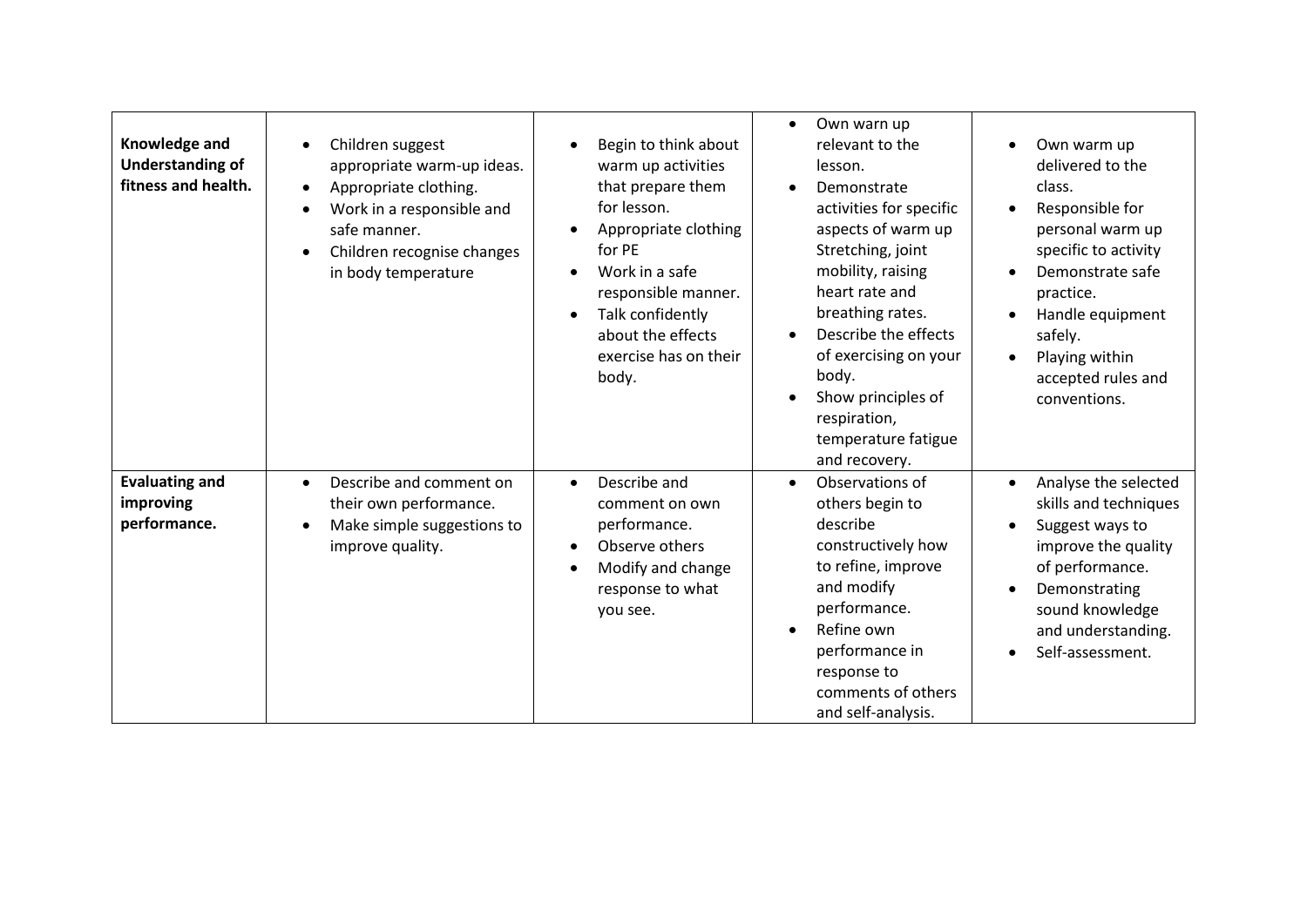| Knowledge and Understanding of fitness and health. | • Children suggest appropriate warm-up ideas.<br>• Appropriate clothing.<br>• Work in a responsible and safe manner.<br>• Children recognise changes in body temperature | • Begin to think about warm up activities that prepare them for lesson.<br>• Appropriate clothing for PE<br>• Work in a safe responsible manner.<br>• Talk confidently about the effects exercise has on their body. | • Own warm up relevant to the lesson.<br>• Demonstrate activities for specific aspects of warm up Stretching, joint mobility, raising heart rate and breathing rates.<br>• Describe the effects of exercising on your body.<br>• Show principles of respiration, temperature fatigue and recovery. | • Own warm up delivered to the class.<br>• Responsible for personal warm up specific to activity<br>• Demonstrate safe practice.<br>• Handle equipment safely.<br>• Playing within accepted rules and conventions. |
|---|---|---|---|---|
| **Evaluating and improving performance.** | • Describe and comment on their own performance.<br>• Make simple suggestions to improve quality. | • Describe and comment on own performance.<br>• Observe others<br>• Modify and change response to what you see. | • Observations of others begin to describe constructively how to refine, improve and modify performance.<br>• Refine own performance in response to comments of others and self-analysis. | • Analyse the selected skills and techniques<br>• Suggest ways to improve the quality of performance.<br>• Demonstrating sound knowledge and understanding.<br>• Self-assessment. |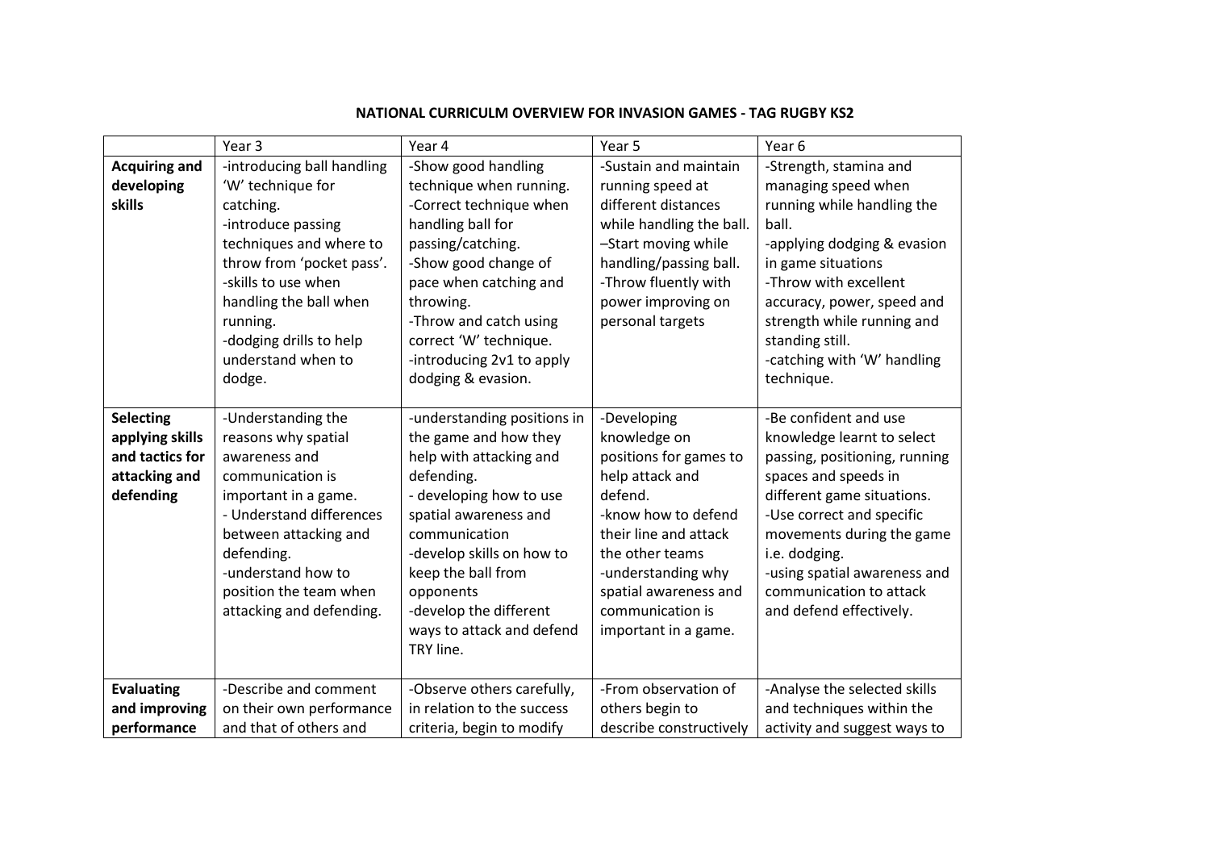**NATIONAL CURRICULM OVERVIEW FOR INVASION GAMES - TAG RUGBY KS2**

| | Year 3 | Year 4 | Year 5 | Year 6 |
|---|---|---|---|---|
| **Acquiring and developing skills** | -introducing ball handling 'W' technique for catching.<br>-introduce passing techniques and where to throw from 'pocket pass'.<br>-skills to use when handling the ball when running.<br>-dodging drills to help understand when to dodge. | -Show good handling technique when running.<br>-Correct technique when handling ball for passing/catching.<br>-Show good change of pace when catching and throwing.<br>-Throw and catch using correct 'W' technique.<br>-introducing 2v1 to apply dodging & evasion. | -Sustain and maintain running speed at different distances while handling the ball.<br>–Start moving while handling/passing ball.<br>-Throw fluently with power improving on personal targets | -Strength, stamina and managing speed when running while handling the ball.<br>-applying dodging & evasion in game situations<br>-Throw with excellent accuracy, power, speed and strength while running and standing still.<br>-catching with 'W' handling technique. |
| **Selecting applying skills and tactics for attacking and defending** | -Understanding the reasons why spatial awareness and communication is important in a game.<br>- Understand differences between attacking and defending.<br>-understand how to position the team when attacking and defending. | -understanding positions in the game and how they help with attacking and defending.<br>- developing how to use spatial awareness and communication<br>-develop skills on how to keep the ball from opponents<br>-develop the different ways to attack and defend TRY line. | -Developing knowledge on positions for games to help attack and defend.<br>-know how to defend their line and attack the other teams<br>-understanding why spatial awareness and communication is important in a game. | -Be confident and use knowledge learnt to select passing, positioning, running spaces and speeds in different game situations.<br>-Use correct and specific movements during the game i.e. dodging.<br>-using spatial awareness and communication to attack and defend effectively. |
| **Evaluating and improving performance** | -Describe and comment on their own performance and that of others and | -Observe others carefully, in relation to the success criteria, begin to modify | -From observation of others begin to describe constructively | -Analyse the selected skills and techniques within the activity and suggest ways to |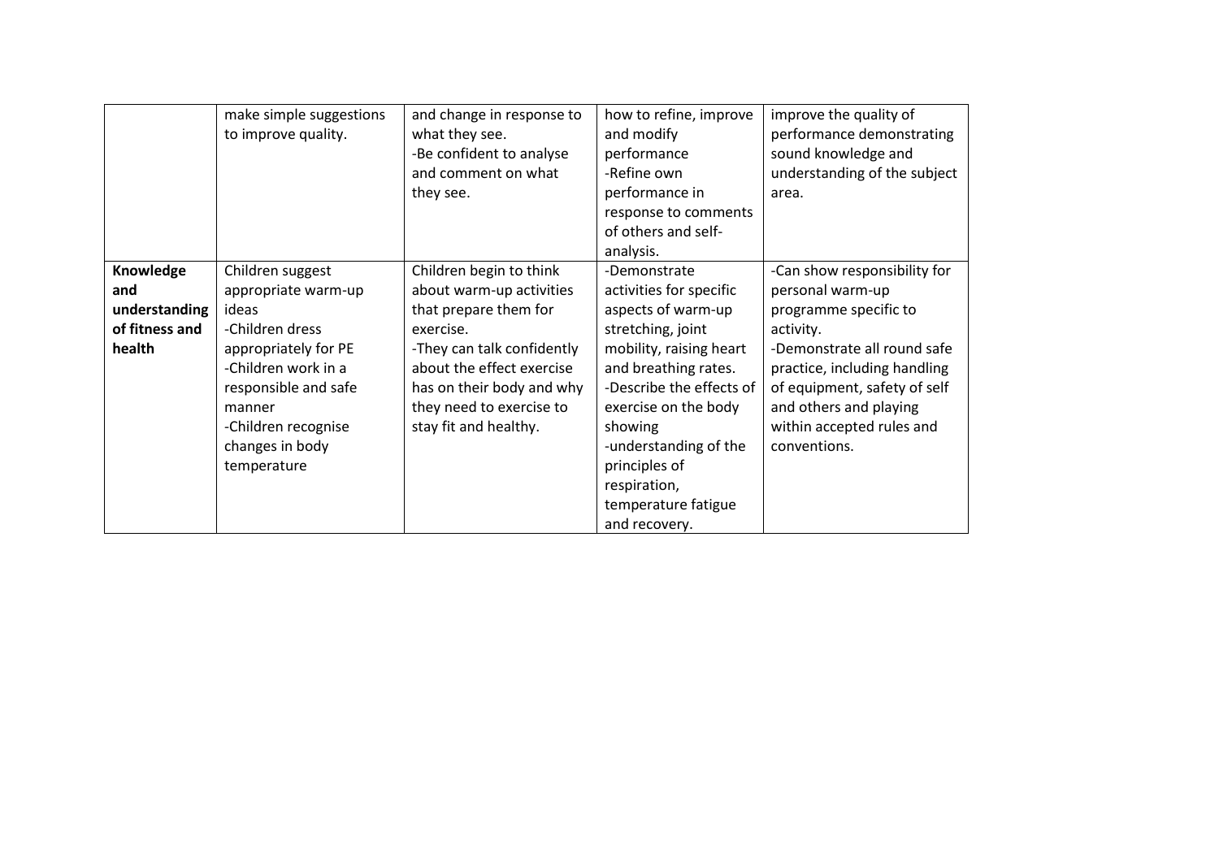| | | | | |
|---|---|---|---|---|
| | make simple suggestions to improve quality. | and change in response to what they see.<br>-Be confident to analyse and comment on what they see. | how to refine, improve and modify performance<br>-Refine own performance in response to comments of others and self-analysis. | improve the quality of performance demonstrating sound knowledge and understanding of the subject area. |
| **Knowledge and understanding of fitness and health** | Children suggest appropriate warm-up ideas<br>-Children dress appropriately for PE<br>-Children work in a responsible and safe manner<br>-Children recognise changes in body temperature | Children begin to think about warm-up activities that prepare them for exercise.<br>-They can talk confidently about the effect exercise has on their body and why they need to exercise to stay fit and healthy. | -Demonstrate activities for specific aspects of warm-up stretching, joint mobility, raising heart and breathing rates.<br>-Describe the effects of exercise on the body showing<br>-understanding of the principles of respiration, temperature fatigue and recovery. | -Can show responsibility for personal warm-up programme specific to activity.<br>-Demonstrate all round safe practice, including handling of equipment, safety of self and others and playing within accepted rules and conventions. |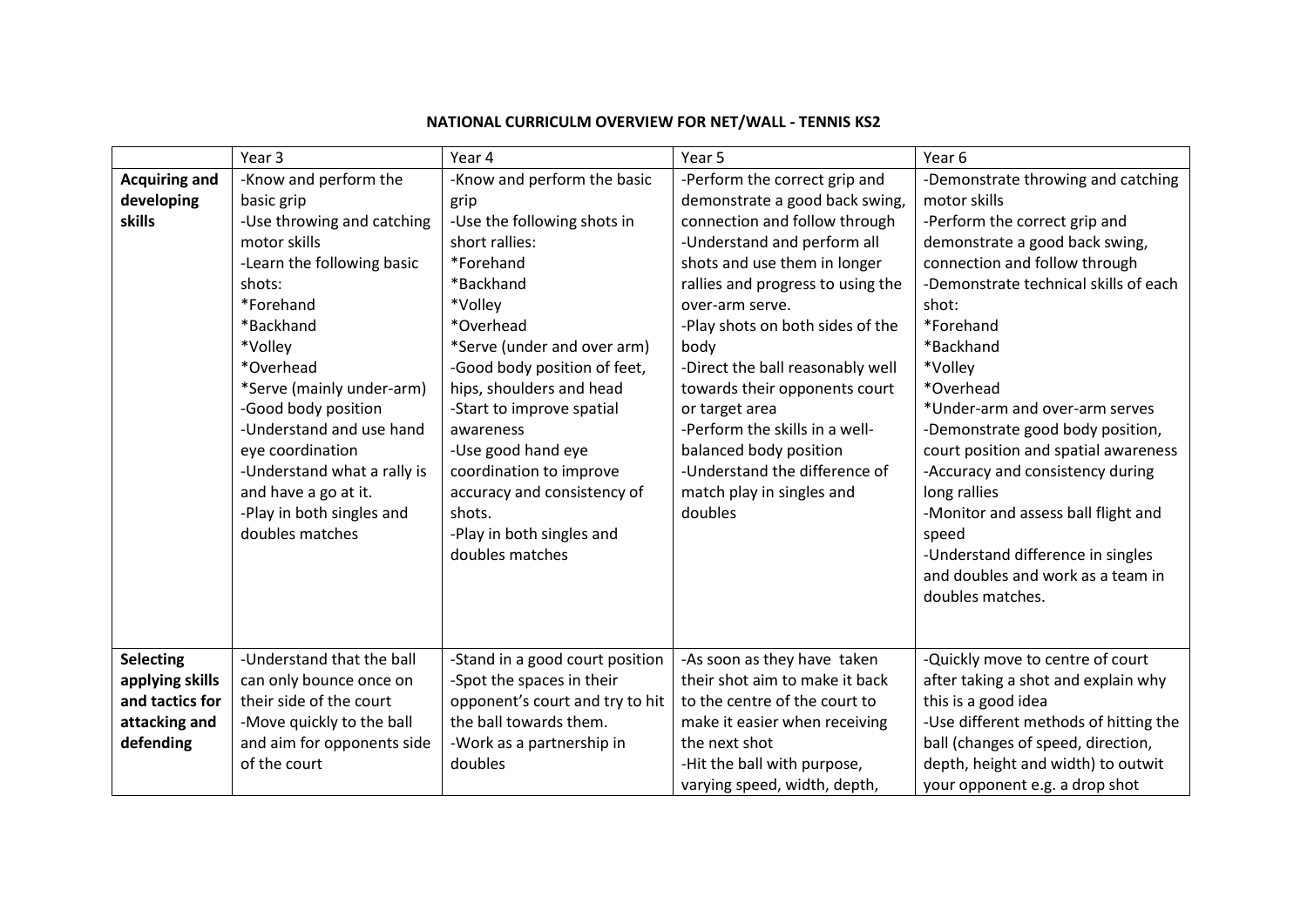**NATIONAL CURRICULM OVERVIEW FOR NET/WALL - TENNIS KS2**

| | Year 3 | Year 4 | Year 5 | Year 6 |
|---|---|---|---|---|
| **Acquiring and developing skills** | -Know and perform the basic grip<br>-Use throwing and catching motor skills<br>-Learn the following basic shots:<br>*Forehand<br>*Backhand<br>*Volley<br>*Overhead<br>*Serve (mainly under-arm)<br>-Good body position<br>-Understand and use hand eye coordination<br>-Understand what a rally is and have a go at it.<br>-Play in both singles and doubles matches | -Know and perform the basic grip<br>-Use the following shots in short rallies:<br>*Forehand<br>*Backhand<br>*Volley<br>*Overhead<br>*Serve (under and over arm)<br>-Good body position of feet, hips, shoulders and head<br>-Start to improve spatial awareness<br>-Use good hand eye coordination to improve accuracy and consistency of shots.<br>-Play in both singles and doubles matches | -Perform the correct grip and demonstrate a good back swing, connection and follow through<br>-Understand and perform all shots and use them in longer rallies and progress to using the over-arm serve.<br>-Play shots on both sides of the body<br>-Direct the ball reasonably well towards their opponents court or target area<br>-Perform the skills in a well-balanced body position<br>-Understand the difference of match play in singles and doubles | -Demonstrate throwing and catching motor skills<br>-Perform the correct grip and demonstrate a good back swing, connection and follow through<br>-Demonstrate technical skills of each shot:<br>*Forehand<br>*Backhand<br>*Volley<br>*Overhead<br>*Under-arm and over-arm serves<br>-Demonstrate good body position, court position and spatial awareness<br>-Accuracy and consistency during long rallies<br>-Monitor and assess ball flight and speed<br>-Understand difference in singles and doubles and work as a team in doubles matches. |
| **Selecting applying skills and tactics for attacking and defending** | -Understand that the ball can only bounce once on their side of the court<br>-Move quickly to the ball and aim for opponents side of the court | -Stand in a good court position<br>-Spot the spaces in their opponent's court and try to hit the ball towards them.<br>-Work as a partnership in doubles | -As soon as they have taken their shot aim to make it back to the centre of the court to make it easier when receiving the next shot<br>-Hit the ball with purpose, varying speed, width, depth, | -Quickly move to centre of court after taking a shot and explain why this is a good idea<br>-Use different methods of hitting the ball (changes of speed, direction, depth, height and width) to outwit your opponent e.g. a drop shot |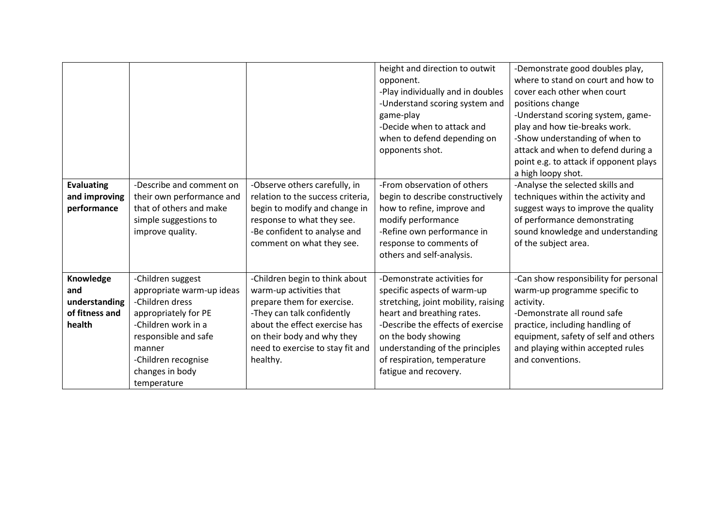| | | | | |
|---|---|---|---|---|
| | | | height and direction to outwit opponent.<br>-Play individually and in doubles<br>-Understand scoring system and game-play<br>-Decide when to attack and when to defend depending on opponents shot. | -Demonstrate good doubles play, where to stand on court and how to cover each other when court positions change<br>-Understand scoring system, game-play and how tie-breaks work.<br>-Show understanding of when to attack and when to defend during a point e.g. to attack if opponent plays a high loopy shot. |
| **Evaluating and improving performance** | -Describe and comment on their own performance and that of others and make simple suggestions to improve quality. | -Observe others carefully, in relation to the success criteria, begin to modify and change in response to what they see.<br>-Be confident to analyse and comment on what they see. | -From observation of others begin to describe constructively how to refine, improve and modify performance<br>-Refine own performance in response to comments of others and self-analysis. | -Analyse the selected skills and techniques within the activity and suggest ways to improve the quality of performance demonstrating sound knowledge and understanding of the subject area. |
| **Knowledge and understanding of fitness and health** | -Children suggest appropriate warm-up ideas<br>-Children dress appropriately for PE<br>-Children work in a responsible and safe manner<br>-Children recognise changes in body temperature | -Children begin to think about warm-up activities that prepare them for exercise.<br>-They can talk confidently about the effect exercise has on their body and why they need to exercise to stay fit and healthy. | -Demonstrate activities for specific aspects of warm-up stretching, joint mobility, raising heart and breathing rates.<br>-Describe the effects of exercise on the body showing understanding of the principles of respiration, temperature fatigue and recovery. | -Can show responsibility for personal warm-up programme specific to activity.<br>-Demonstrate all round safe practice, including handling of equipment, safety of self and others and playing within accepted rules and conventions. |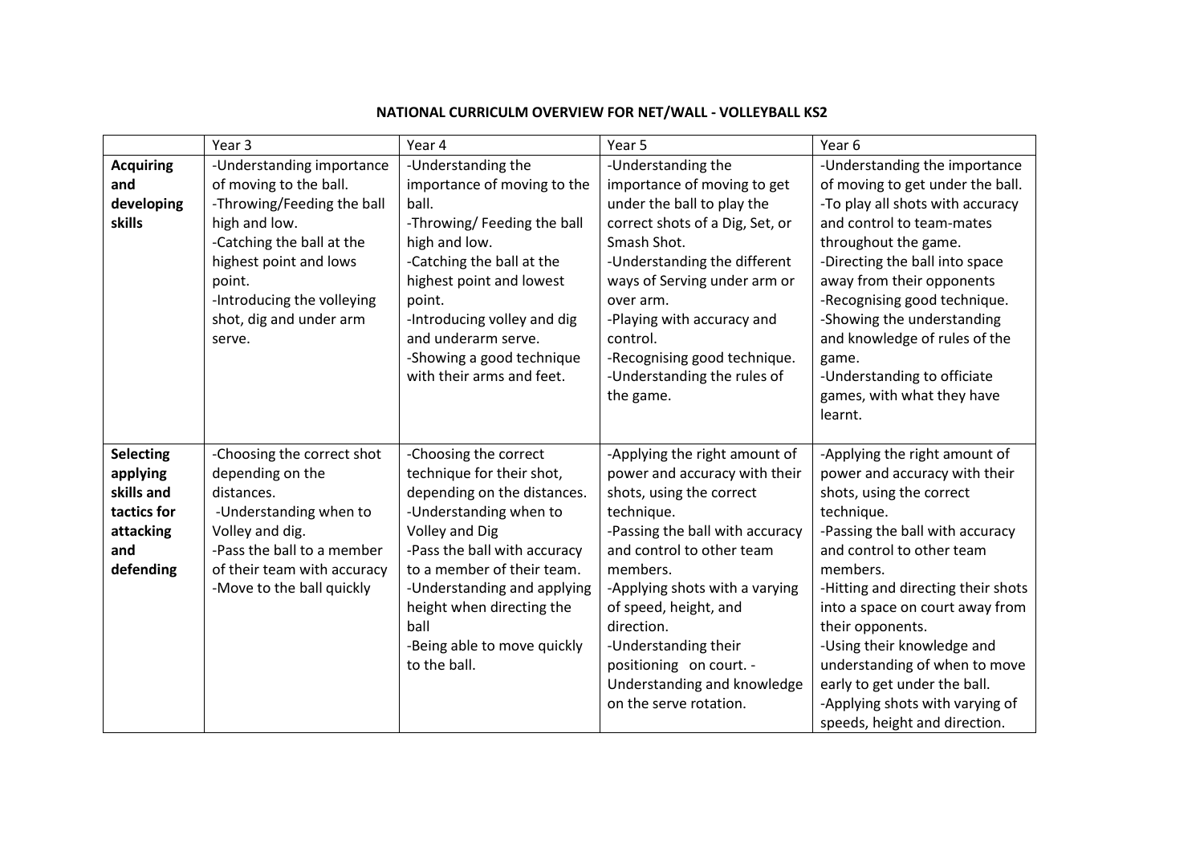**NATIONAL CURRICULM OVERVIEW FOR NET/WALL - VOLLEYBALL KS2**

| | Year 3 | Year 4 | Year 5 | Year 6 |
|---|---|---|---|---|
| **Acquiring and developing skills** | -Understanding importance of moving to the ball.<br>-Throwing/Feeding the ball high and low.<br>-Catching the ball at the highest point and lows point.<br>-Introducing the volleying shot, dig and under arm serve. | -Understanding the importance of moving to the ball.<br>-Throwing/ Feeding the ball high and low.<br>-Catching the ball at the highest point and lowest point.<br>-Introducing volley and dig and underarm serve.<br>-Showing a good technique with their arms and feet. | -Understanding the importance of moving to get under the ball to play the correct shots of a Dig, Set, or Smash Shot.<br>-Understanding the different ways of Serving under arm or over arm.<br>-Playing with accuracy and control.<br>-Recognising good technique.<br>-Understanding the rules of the game. | -Understanding the importance of moving to get under the ball.<br>-To play all shots with accuracy and control to team-mates throughout the game.<br>-Directing the ball into space away from their opponents<br>-Recognising good technique.<br>-Showing the understanding and knowledge of rules of the game.<br>-Understanding to officiate games, with what they have learnt. |
| **Selecting applying skills and tactics for attacking and defending** | -Choosing the correct shot depending on the distances.<br>-Understanding when to Volley and dig.<br>-Pass the ball to a member of their team with accuracy<br>-Move to the ball quickly | -Choosing the correct technique for their shot, depending on the distances.<br>-Understanding when to Volley and Dig<br>-Pass the ball with accuracy to a member of their team.<br>-Understanding and applying height when directing the ball<br>-Being able to move quickly to the ball. | -Applying the right amount of power and accuracy with their shots, using the correct technique.<br>-Passing the ball with accuracy and control to other team members.<br>-Applying shots with a varying of speed, height, and direction.<br>-Understanding their positioning on court. -Understanding and knowledge on the serve rotation. | -Applying the right amount of power and accuracy with their shots, using the correct technique.<br>-Passing the ball with accuracy and control to other team members.<br>-Hitting and directing their shots into a space on court away from their opponents.<br>-Using their knowledge and understanding of when to move early to get under the ball.<br>-Applying shots with varying of speeds, height and direction. |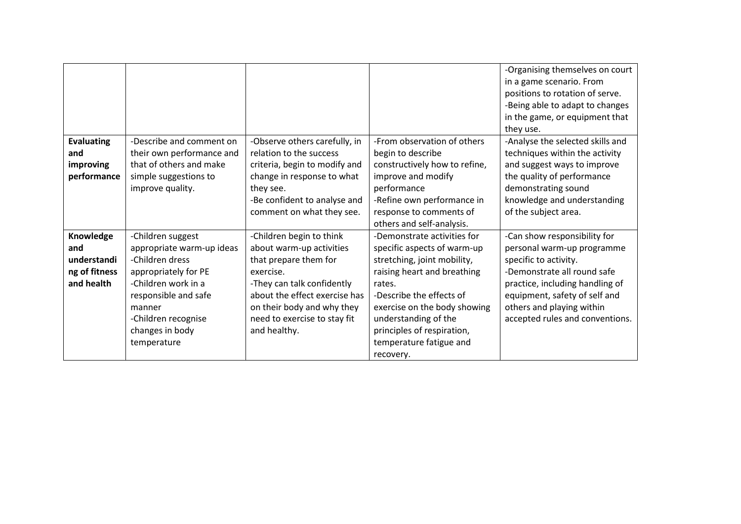| | | | | |
|---|---|---|---|---|
| | | | | -Organising themselves on court in a game scenario. From positions to rotation of serve.<br>-Being able to adapt to changes in the game, or equipment that they use. |
| **Evaluating and improving performance** | -Describe and comment on their own performance and that of others and make simple suggestions to improve quality. | -Observe others carefully, in relation to the success criteria, begin to modify and change in response to what they see.<br>-Be confident to analyse and comment on what they see. | -From observation of others begin to describe constructively how to refine, improve and modify performance<br>-Refine own performance in response to comments of others and self-analysis. | -Analyse the selected skills and techniques within the activity and suggest ways to improve the quality of performance demonstrating sound knowledge and understanding of the subject area. |
| **Knowledge and understanding of fitness and health** | -Children suggest appropriate warm-up ideas<br>-Children dress appropriately for PE<br>-Children work in a responsible and safe manner<br>-Children recognise changes in body temperature | -Children begin to think about warm-up activities that prepare them for exercise.<br>-They can talk confidently about the effect exercise has on their body and why they need to exercise to stay fit and healthy. | -Demonstrate activities for specific aspects of warm-up stretching, joint mobility, raising heart and breathing rates.<br>-Describe the effects of exercise on the body showing understanding of the principles of respiration, temperature fatigue and recovery. | -Can show responsibility for personal warm-up programme specific to activity.<br>-Demonstrate all round safe practice, including handling of equipment, safety of self and others and playing within accepted rules and conventions. |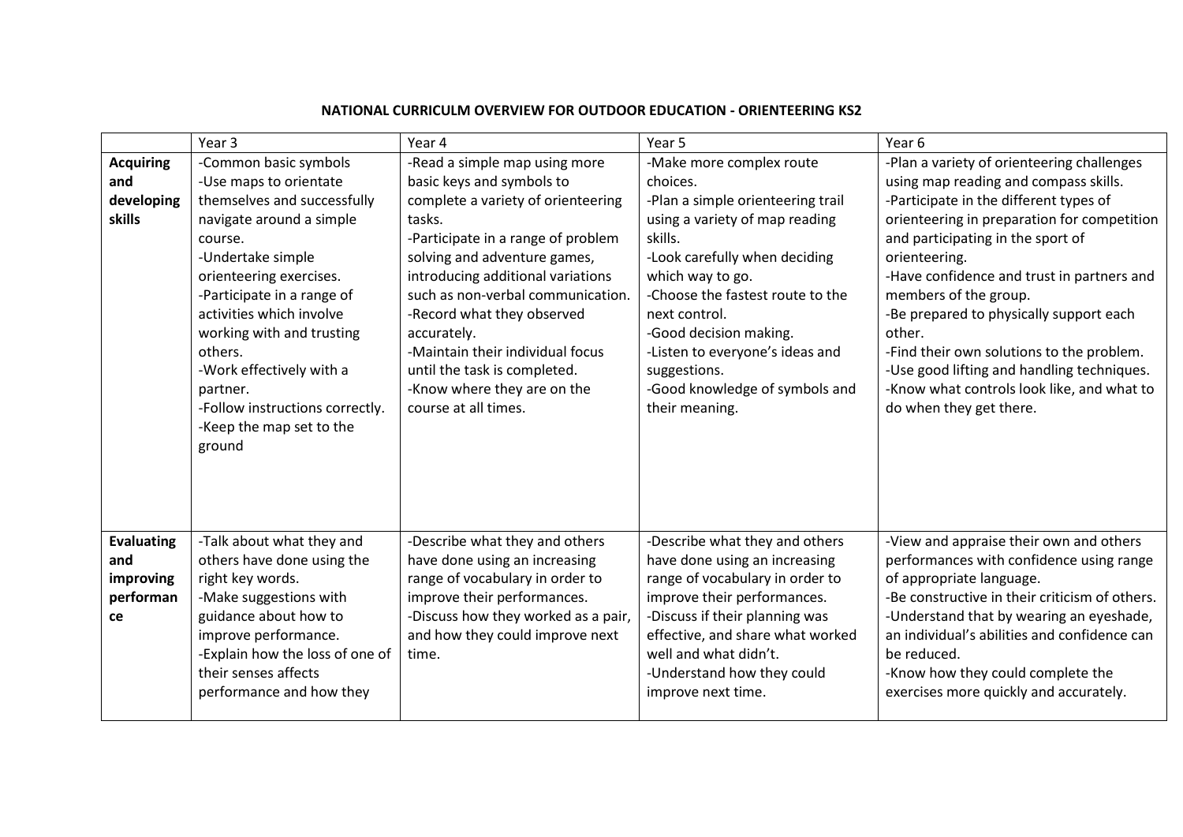**NATIONAL CURRICULM OVERVIEW FOR OUTDOOR EDUCATION - ORIENTEERING KS2**

| | Year 3 | Year 4 | Year 5 | Year 6 |
|---|---|---|---|---|
| **Acquiring and developing skills** | -Common basic symbols<br>-Use maps to orientate themselves and successfully navigate around a simple course.<br>-Undertake simple orienteering exercises.<br>-Participate in a range of activities which involve working with and trusting others.<br>-Work effectively with a partner.<br>-Follow instructions correctly.<br>-Keep the map set to the ground | -Read a simple map using more basic keys and symbols to complete a variety of orienteering tasks.<br>-Participate in a range of problem solving and adventure games, introducing additional variations such as non-verbal communication.<br>-Record what they observed accurately.<br>-Maintain their individual focus until the task is completed.<br>-Know where they are on the course at all times. | -Make more complex route choices.<br>-Plan a simple orienteering trail using a variety of map reading skills.<br>-Look carefully when deciding which way to go.<br>-Choose the fastest route to the next control.<br>-Good decision making.<br>-Listen to everyone's ideas and suggestions.<br>-Good knowledge of symbols and their meaning. | -Plan a variety of orienteering challenges using map reading and compass skills.<br>-Participate in the different types of orienteering in preparation for competition and participating in the sport of orienteering.<br>-Have confidence and trust in partners and members of the group.<br>-Be prepared to physically support each other.<br>-Find their own solutions to the problem.<br>-Use good lifting and handling techniques.<br>-Know what controls look like, and what to do when they get there. |
| **Evaluating and improving performance** | -Talk about what they and others have done using the right key words.<br>-Make suggestions with guidance about how to improve performance.<br>-Explain how the loss of one of their senses affects performance and how they | -Describe what they and others have done using an increasing range of vocabulary in order to improve their performances.<br>-Discuss how they worked as a pair, and how they could improve next time. | -Describe what they and others have done using an increasing range of vocabulary in order to improve their performances.<br>-Discuss if their planning was effective, and share what worked well and what didn't.<br>-Understand how they could improve next time. | -View and appraise their own and others performances with confidence using range of appropriate language.<br>-Be constructive in their criticism of others.<br>-Understand that by wearing an eyeshade, an individual's abilities and confidence can be reduced.<br>-Know how they could complete the exercises more quickly and accurately. |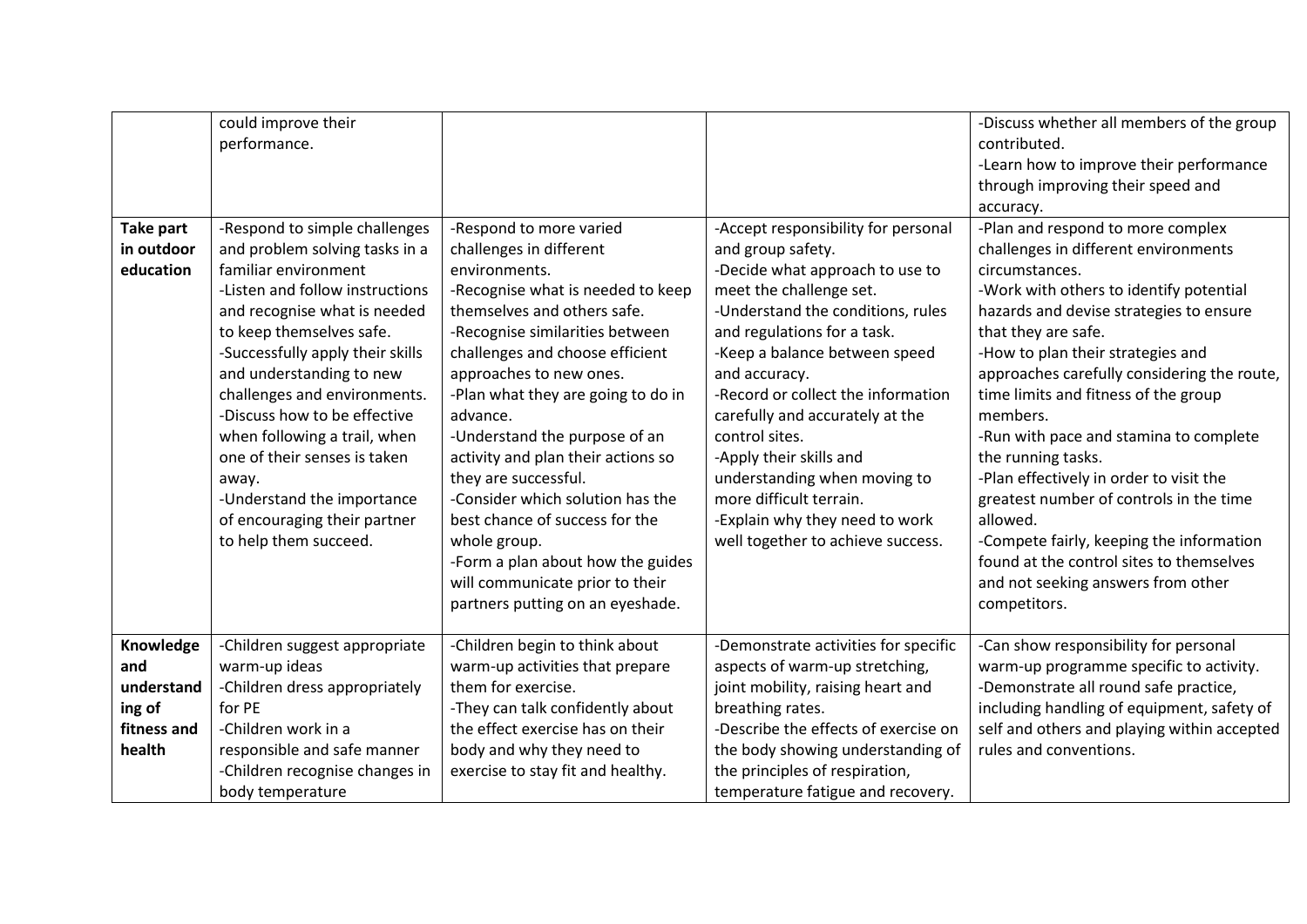| | | | | |
|---|---|---|---|---|
| | could improve their performance. | | | -Discuss whether all members of the group contributed.<br>-Learn how to improve their performance through improving their speed and accuracy. |
| **Take part in outdoor education** | -Respond to simple challenges and problem solving tasks in a familiar environment<br>-Listen and follow instructions and recognise what is needed to keep themselves safe.<br>-Successfully apply their skills and understanding to new challenges and environments.<br>-Discuss how to be effective when following a trail, when one of their senses is taken away.<br>-Understand the importance of encouraging their partner to help them succeed. | -Respond to more varied challenges in different environments.<br>-Recognise what is needed to keep themselves and others safe.<br>-Recognise similarities between challenges and choose efficient approaches to new ones.<br>-Plan what they are going to do in advance.<br>-Understand the purpose of an activity and plan their actions so they are successful.<br>-Consider which solution has the best chance of success for the whole group.<br>-Form a plan about how the guides will communicate prior to their partners putting on an eyeshade. | -Accept responsibility for personal and group safety.<br>-Decide what approach to use to meet the challenge set.<br>-Understand the conditions, rules and regulations for a task.<br>-Keep a balance between speed and accuracy.<br>-Record or collect the information carefully and accurately at the control sites.<br>-Apply their skills and understanding when moving to more difficult terrain.<br>-Explain why they need to work well together to achieve success. | -Plan and respond to more complex challenges in different environments circumstances.<br>-Work with others to identify potential hazards and devise strategies to ensure that they are safe.<br>-How to plan their strategies and approaches carefully considering the route, time limits and fitness of the group members.<br>-Run with pace and stamina to complete the running tasks.<br>-Plan effectively in order to visit the greatest number of controls in the time allowed.<br>-Compete fairly, keeping the information found at the control sites to themselves and not seeking answers from other competitors. |
| **Knowledge and understanding of fitness and health** | -Children suggest appropriate warm-up ideas<br>-Children dress appropriately for PE<br>-Children work in a responsible and safe manner<br>-Children recognise changes in body temperature | -Children begin to think about warm-up activities that prepare them for exercise.<br>-They can talk confidently about the effect exercise has on their body and why they need to exercise to stay fit and healthy. | -Demonstrate activities for specific aspects of warm-up stretching, joint mobility, raising heart and breathing rates.<br>-Describe the effects of exercise on the body showing understanding of the principles of respiration, temperature fatigue and recovery. | -Can show responsibility for personal warm-up programme specific to activity.<br>-Demonstrate all round safe practice, including handling of equipment, safety of self and others and playing within accepted rules and conventions. |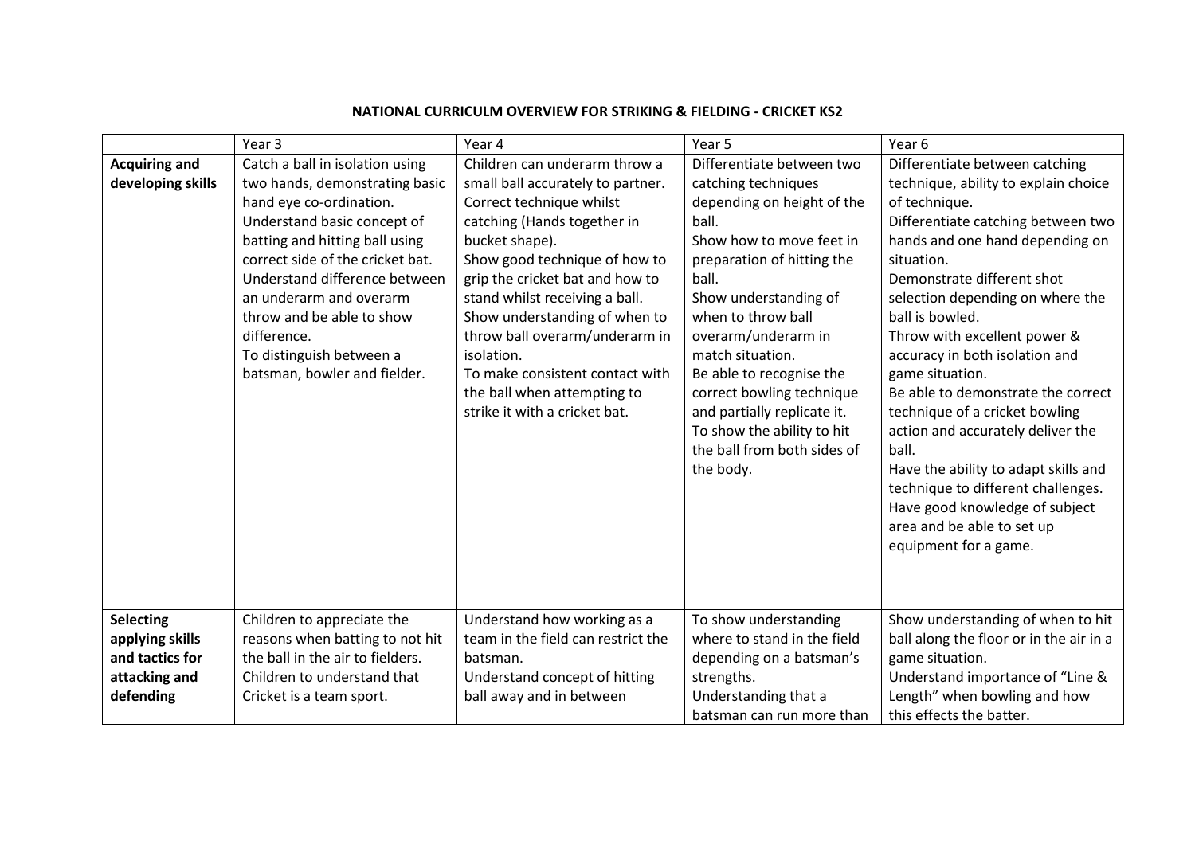**NATIONAL CURRICULM OVERVIEW FOR STRIKING & FIELDING - CRICKET KS2**

| | Year 3 | Year 4 | Year 5 | Year 6 |
|---|---|---|---|---|
| **Acquiring and developing skills** | Catch a ball in isolation using two hands, demonstrating basic hand eye co-ordination.<br>Understand basic concept of batting and hitting ball using correct side of the cricket bat.<br>Understand difference between an underarm and overarm throw and be able to show difference.<br>To distinguish between a batsman, bowler and fielder. | Children can underarm throw a small ball accurately to partner.<br>Correct technique whilst catching (Hands together in bucket shape).<br>Show good technique of how to grip the cricket bat and how to stand whilst receiving a ball.<br>Show understanding of when to throw ball overarm/underarm in isolation.<br>To make consistent contact with the ball when attempting to strike it with a cricket bat. | Differentiate between two catching techniques depending on height of the ball.<br>Show how to move feet in preparation of hitting the ball.<br>Show understanding of when to throw ball overarm/underarm in match situation.<br>Be able to recognise the correct bowling technique and partially replicate it.<br>To show the ability to hit the ball from both sides of the body. | Differentiate between catching technique, ability to explain choice of technique.<br>Differentiate catching between two hands and one hand depending on situation.<br>Demonstrate different shot selection depending on where the ball is bowled.<br>Throw with excellent power & accuracy in both isolation and game situation.<br>Be able to demonstrate the correct technique of a cricket bowling action and accurately deliver the ball.<br>Have the ability to adapt skills and technique to different challenges.<br>Have good knowledge of subject area and be able to set up equipment for a game. |
| **Selecting applying skills and tactics for attacking and defending** | Children to appreciate the reasons when batting to not hit the ball in the air to fielders.<br>Children to understand that Cricket is a team sport. | Understand how working as a team in the field can restrict the batsman.<br>Understand concept of hitting ball away and in between | To show understanding where to stand in the field depending on a batsman's strengths.<br>Understanding that a batsman can run more than | Show understanding of when to hit ball along the floor or in the air in a game situation.<br>Understand importance of "Line & Length" when bowling and how this effects the batter. |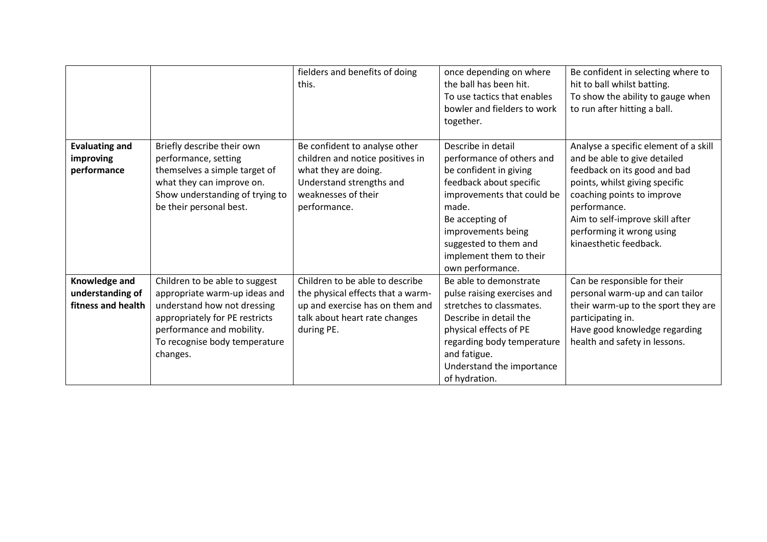| | | | | |
|---|---|---|---|---|
| | | fielders and benefits of doing this. | once depending on where the ball has been hit.<br>To use tactics that enables bowler and fielders to work together. | Be confident in selecting where to hit to ball whilst batting.<br>To show the ability to gauge when to run after hitting a ball. |
| **Evaluating and improving performance** | Briefly describe their own performance, setting themselves a simple target of what they can improve on.<br>Show understanding of trying to be their personal best. | Be confident to analyse other children and notice positives in what they are doing.<br>Understand strengths and weaknesses of their performance. | Describe in detail performance of others and be confident in giving feedback about specific improvements that could be made.<br>Be accepting of improvements being suggested to them and implement them to their own performance. | Analyse a specific element of a skill and be able to give detailed feedback on its good and bad points, whilst giving specific coaching points to improve performance.<br>Aim to self-improve skill after performing it wrong using kinaesthetic feedback. |
| **Knowledge and understanding of fitness and health** | Children to be able to suggest appropriate warm-up ideas and understand how not dressing appropriately for PE restricts performance and mobility.<br>To recognise body temperature changes. | Children to be able to describe the physical effects that a warm-up and exercise has on them and talk about heart rate changes during PE. | Be able to demonstrate pulse raising exercises and stretches to classmates.<br>Describe in detail the physical effects of PE regarding body temperature and fatigue.<br>Understand the importance of hydration. | Can be responsible for their personal warm-up and can tailor their warm-up to the sport they are participating in.<br>Have good knowledge regarding health and safety in lessons. |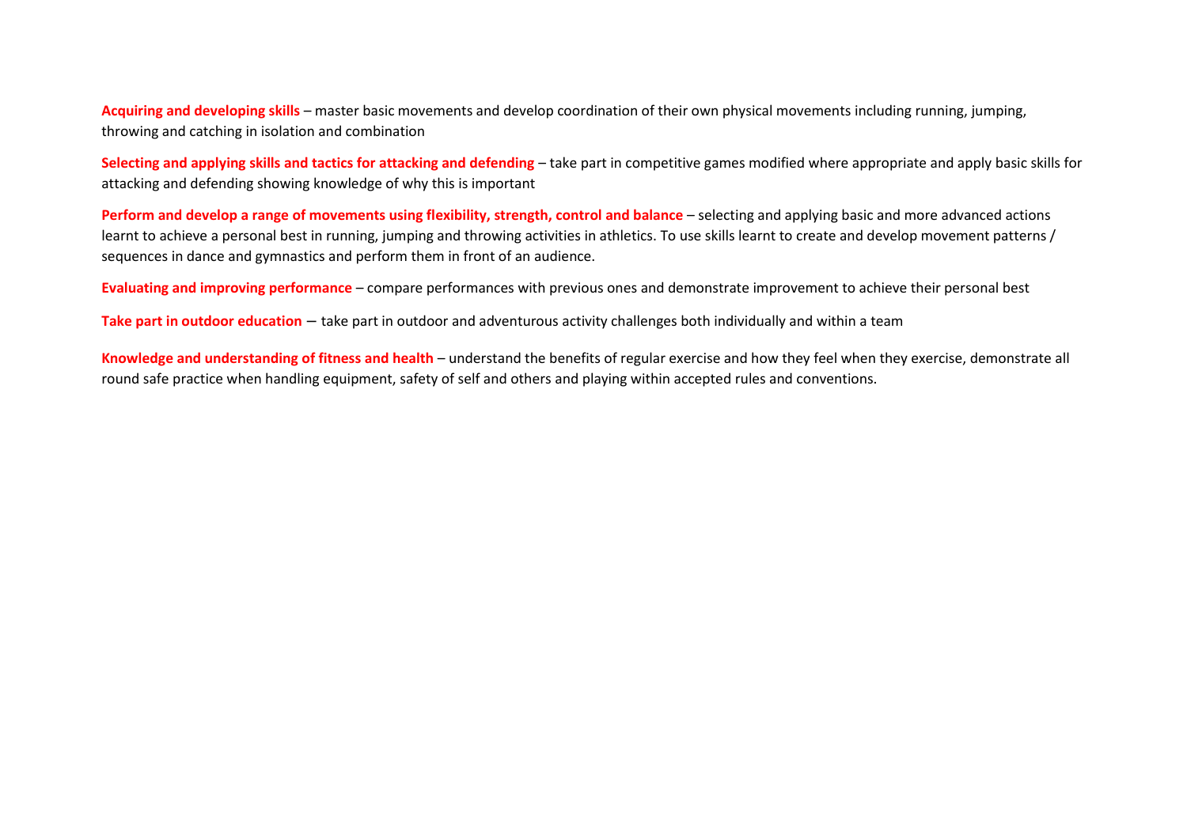**Acquiring and developing skills** – master basic movements and develop coordination of their own physical movements including running, jumping, throwing and catching in isolation and combination

**Selecting and applying skills and tactics for attacking and defending** – take part in competitive games modified where appropriate and apply basic skills for attacking and defending showing knowledge of why this is important

**Perform and develop a range of movements using flexibility, strength, control and balance** – selecting and applying basic and more advanced actions learnt to achieve a personal best in running, jumping and throwing activities in athletics. To use skills learnt to create and develop movement patterns / sequences in dance and gymnastics and perform them in front of an audience.

**Evaluating and improving performance** – compare performances with previous ones and demonstrate improvement to achieve their personal best

**Take part in outdoor education** – take part in outdoor and adventurous activity challenges both individually and within a team

**Knowledge and understanding of fitness and health** – understand the benefits of regular exercise and how they feel when they exercise, demonstrate all round safe practice when handling equipment, safety of self and others and playing within accepted rules and conventions.